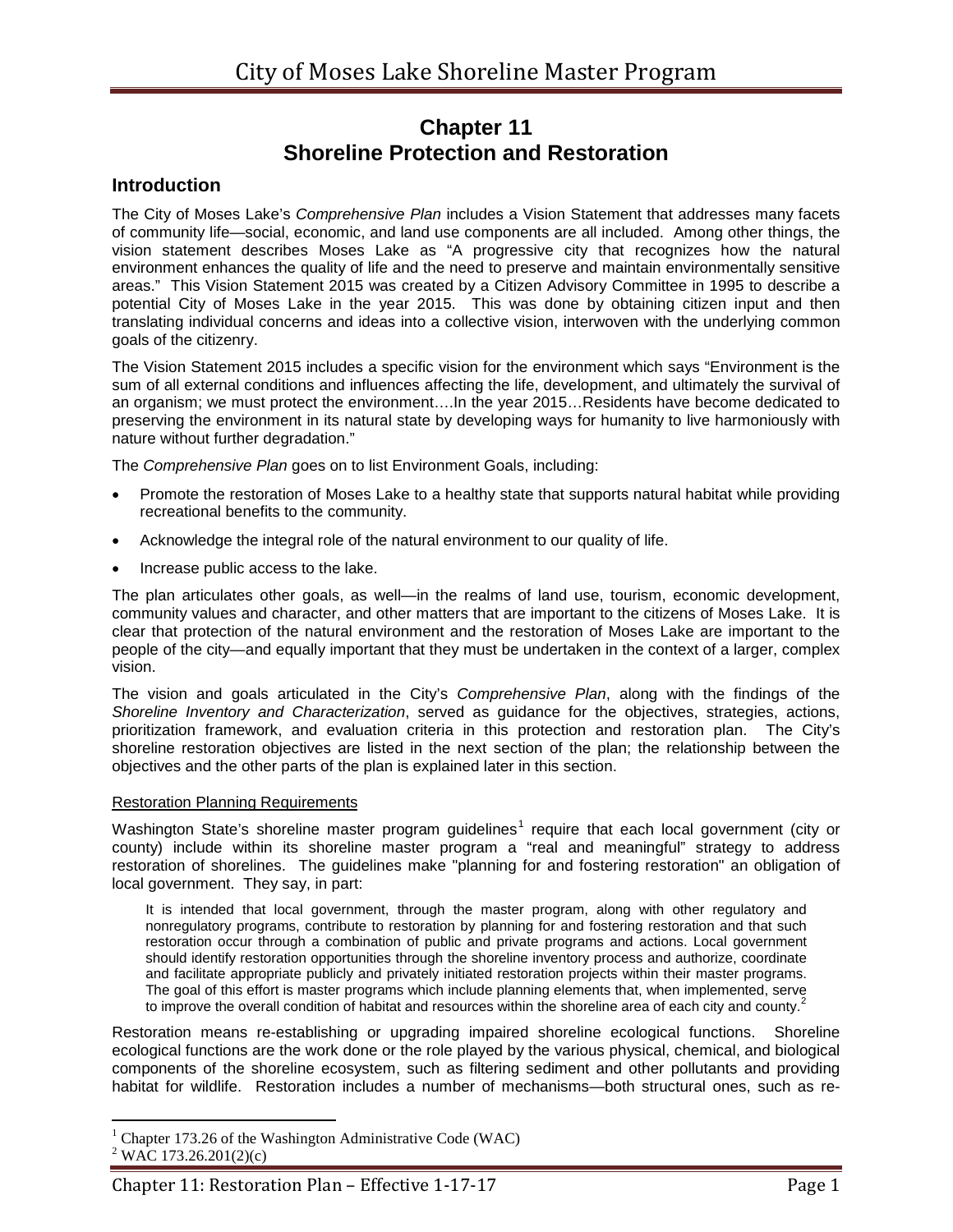# Chapter 11
# Shoreline Protection and Restoration

## Introduction

The City of Moses Lake's *Comprehensive Plan* includes a Vision Statement that addresses many facets of community life—social, economic, and land use components are all included. Among other things, the vision statement describes Moses Lake as "A progressive city that recognizes how the natural environment enhances the quality of life and the need to preserve and maintain environmentally sensitive areas." This Vision Statement 2015 was created by a Citizen Advisory Committee in 1995 to describe a potential City of Moses Lake in the year 2015. This was done by obtaining citizen input and then translating individual concerns and ideas into a collective vision, interwoven with the underlying common goals of the citizenry.

The Vision Statement 2015 includes a specific vision for the environment which says "Environment is the sum of all external conditions and influences affecting the life, development, and ultimately the survival of an organism; we must protect the environment….In the year 2015…Residents have become dedicated to preserving the environment in its natural state by developing ways for humanity to live harmoniously with nature without further degradation."

The *Comprehensive Plan* goes on to list Environment Goals, including:

- Promote the restoration of Moses Lake to a healthy state that supports natural habitat while providing recreational benefits to the community.
- Acknowledge the integral role of the natural environment to our quality of life.
- Increase public access to the lake.

The plan articulates other goals, as well—in the realms of land use, tourism, economic development, community values and character, and other matters that are important to the citizens of Moses Lake. It is clear that protection of the natural environment and the restoration of Moses Lake are important to the people of the city—and equally important that they must be undertaken in the context of a larger, complex vision.

The vision and goals articulated in the City's *Comprehensive Plan*, along with the findings of the *Shoreline Inventory and Characterization*, served as guidance for the objectives, strategies, actions, prioritization framework, and evaluation criteria in this protection and restoration plan. The City's shoreline restoration objectives are listed in the next section of the plan; the relationship between the objectives and the other parts of the plan is explained later in this section.

### Restoration Planning Requirements

Washington State's shoreline master program guidelines[1] require that each local government (city or county) include within its shoreline master program a "real and meaningful" strategy to address restoration of shorelines. The guidelines make "planning for and fostering restoration" an obligation of local government. They say, in part:

> It is intended that local government, through the master program, along with other regulatory and nonregulatory programs, contribute to restoration by planning for and fostering restoration and that such restoration occur through a combination of public and private programs and actions. Local government should identify restoration opportunities through the shoreline inventory process and authorize, coordinate and facilitate appropriate publicly and privately initiated restoration projects within their master programs. The goal of this effort is master programs which include planning elements that, when implemented, serve to improve the overall condition of habitat and resources within the shoreline area of each city and county.[2]

Restoration means re-establishing or upgrading impaired shoreline ecological functions. Shoreline ecological functions are the work done or the role played by the various physical, chemical, and biological components of the shoreline ecosystem, such as filtering sediment and other pollutants and providing habitat for wildlife. Restoration includes a number of mechanisms—both structural ones, such as re-

[1] Chapter 173.26 of the Washington Administrative Code (WAC)

[2] WAC 173.26.201(2)(c)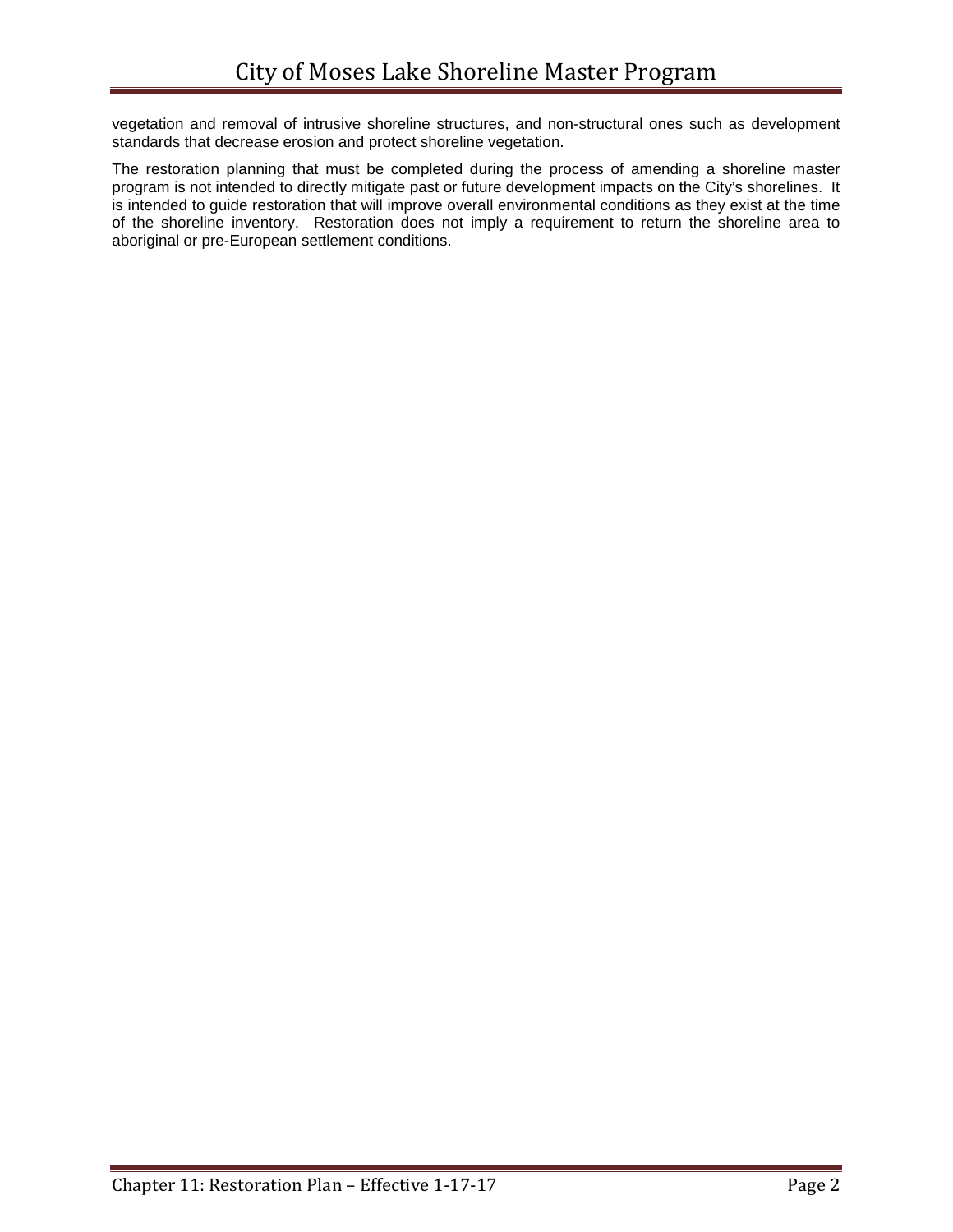vegetation and removal of intrusive shoreline structures, and non-structural ones such as development standards that decrease erosion and protect shoreline vegetation.

The restoration planning that must be completed during the process of amending a shoreline master program is not intended to directly mitigate past or future development impacts on the City's shorelines. It is intended to guide restoration that will improve overall environmental conditions as they exist at the time of the shoreline inventory. Restoration does not imply a requirement to return the shoreline area to aboriginal or pre-European settlement conditions.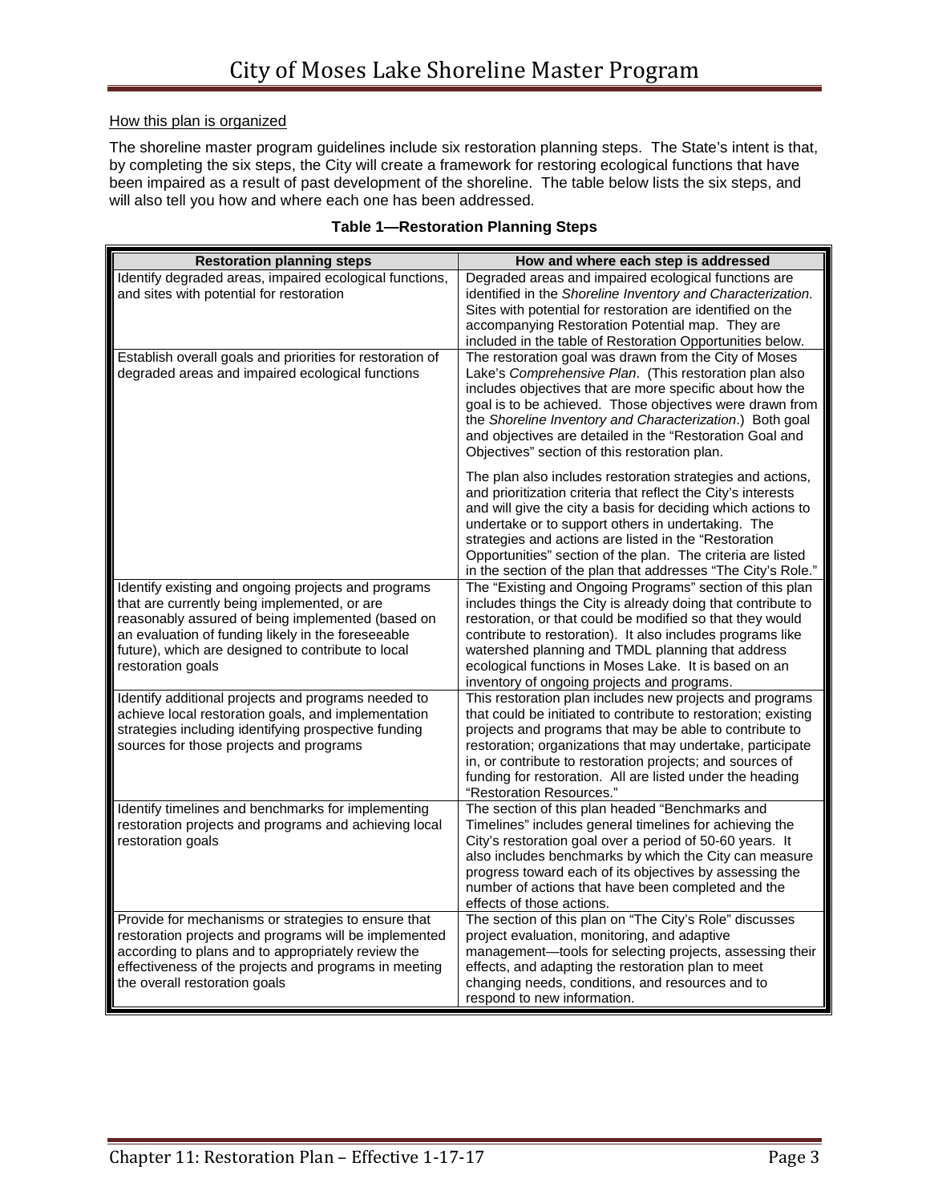<u>How this plan is organized</u>

The shoreline master program guidelines include six restoration planning steps. The State's intent is that, by completing the six steps, the City will create a framework for restoring ecological functions that have been impaired as a result of past development of the shoreline. The table below lists the six steps, and will also tell you how and where each one has been addressed.

**Table 1—Restoration Planning Steps**

| Restoration planning steps | How and where each step is addressed |
|---|---|
| Identify degraded areas, impaired ecological functions, and sites with potential for restoration | Degraded areas and impaired ecological functions are identified in the *Shoreline Inventory and Characterization.* Sites with potential for restoration are identified on the accompanying Restoration Potential map. They are included in the table of Restoration Opportunities below. |
| Establish overall goals and priorities for restoration of degraded areas and impaired ecological functions | The restoration goal was drawn from the City of Moses Lake's *Comprehensive Plan*. (This restoration plan also includes objectives that are more specific about how the goal is to be achieved. Those objectives were drawn from the *Shoreline Inventory and Characterization*.) Both goal and objectives are detailed in the "Restoration Goal and Objectives" section of this restoration plan.<br><br>The plan also includes restoration strategies and actions, and prioritization criteria that reflect the City's interests and will give the city a basis for deciding which actions to undertake or to support others in undertaking. The strategies and actions are listed in the "Restoration Opportunities" section of the plan. The criteria are listed in the section of the plan that addresses "The City's Role." |
| Identify existing and ongoing projects and programs that are currently being implemented, or are reasonably assured of being implemented (based on an evaluation of funding likely in the foreseeable future), which are designed to contribute to local restoration goals | The "Existing and Ongoing Programs" section of this plan includes things the City is already doing that contribute to restoration, or that could be modified so that they would contribute to restoration). It also includes programs like watershed planning and TMDL planning that address ecological functions in Moses Lake. It is based on an inventory of ongoing projects and programs. |
| Identify additional projects and programs needed to achieve local restoration goals, and implementation strategies including identifying prospective funding sources for those projects and programs | This restoration plan includes new projects and programs that could be initiated to contribute to restoration; existing projects and programs that may be able to contribute to restoration; organizations that may undertake, participate in, or contribute to restoration projects; and sources of funding for restoration. All are listed under the heading "Restoration Resources." |
| Identify timelines and benchmarks for implementing restoration projects and programs and achieving local restoration goals | The section of this plan headed "Benchmarks and Timelines" includes general timelines for achieving the City's restoration goal over a period of 50-60 years. It also includes benchmarks by which the City can measure progress toward each of its objectives by assessing the number of actions that have been completed and the effects of those actions. |
| Provide for mechanisms or strategies to ensure that restoration projects and programs will be implemented according to plans and to appropriately review the effectiveness of the projects and programs in meeting the overall restoration goals | The section of this plan on "The City's Role" discusses project evaluation, monitoring, and adaptive management—tools for selecting projects, assessing their effects, and adapting the restoration plan to meet changing needs, conditions, and resources and to respond to new information. |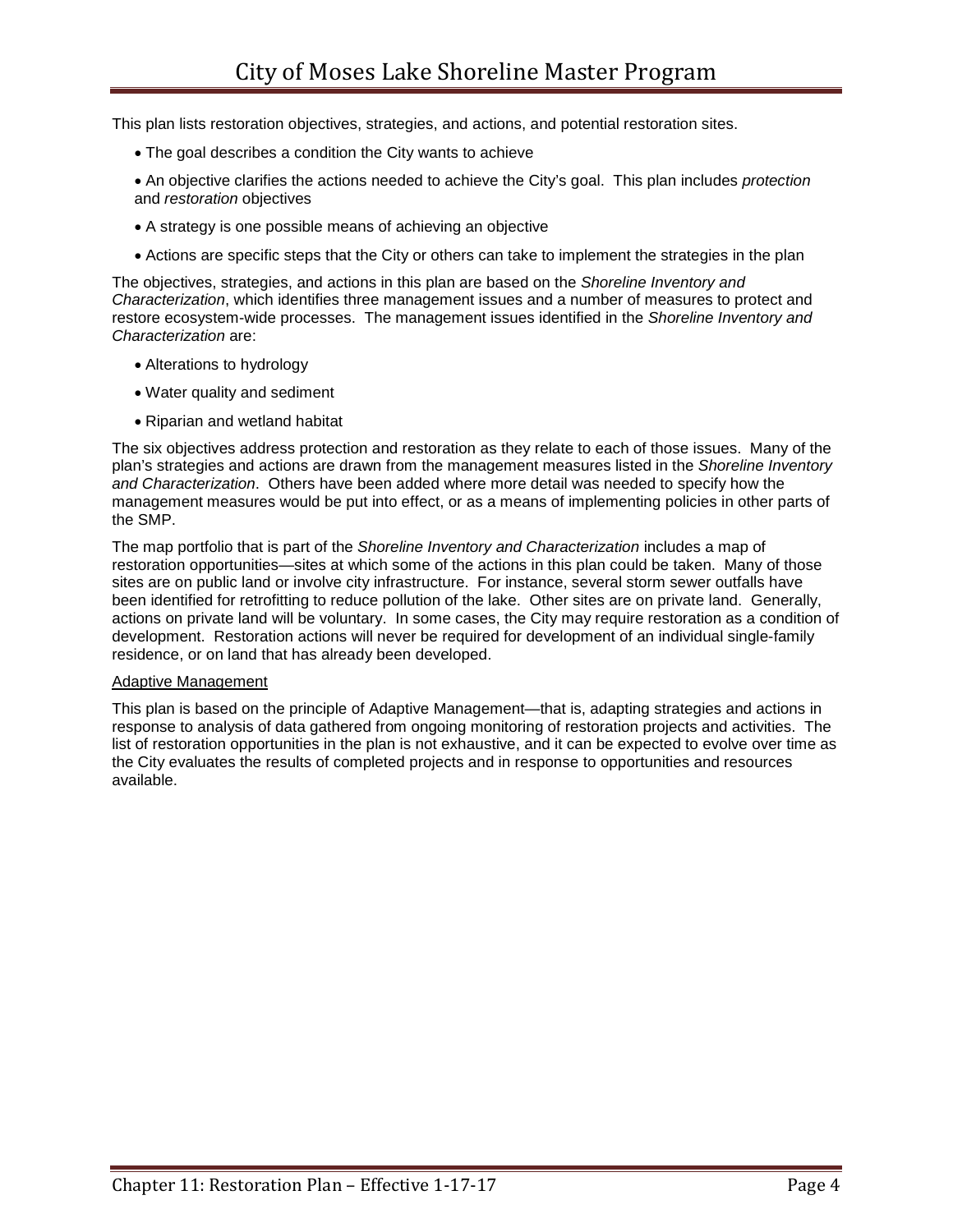This plan lists restoration objectives, strategies, and actions, and potential restoration sites.

- The goal describes a condition the City wants to achieve
- An objective clarifies the actions needed to achieve the City's goal. This plan includes *protection* and *restoration* objectives
- A strategy is one possible means of achieving an objective
- Actions are specific steps that the City or others can take to implement the strategies in the plan

The objectives, strategies, and actions in this plan are based on the *Shoreline Inventory and Characterization*, which identifies three management issues and a number of measures to protect and restore ecosystem-wide processes. The management issues identified in the *Shoreline Inventory and Characterization* are:

- Alterations to hydrology
- Water quality and sediment
- Riparian and wetland habitat

The six objectives address protection and restoration as they relate to each of those issues. Many of the plan's strategies and actions are drawn from the management measures listed in the *Shoreline Inventory and Characterization*. Others have been added where more detail was needed to specify how the management measures would be put into effect, or as a means of implementing policies in other parts of the SMP.

The map portfolio that is part of the *Shoreline Inventory and Characterization* includes a map of restoration opportunities—sites at which some of the actions in this plan could be taken. Many of those sites are on public land or involve city infrastructure. For instance, several storm sewer outfalls have been identified for retrofitting to reduce pollution of the lake. Other sites are on private land. Generally, actions on private land will be voluntary. In some cases, the City may require restoration as a condition of development. Restoration actions will never be required for development of an individual single-family residence, or on land that has already been developed.

<u>Adaptive Management</u>

This plan is based on the principle of Adaptive Management—that is, adapting strategies and actions in response to analysis of data gathered from ongoing monitoring of restoration projects and activities. The list of restoration opportunities in the plan is not exhaustive, and it can be expected to evolve over time as the City evaluates the results of completed projects and in response to opportunities and resources available.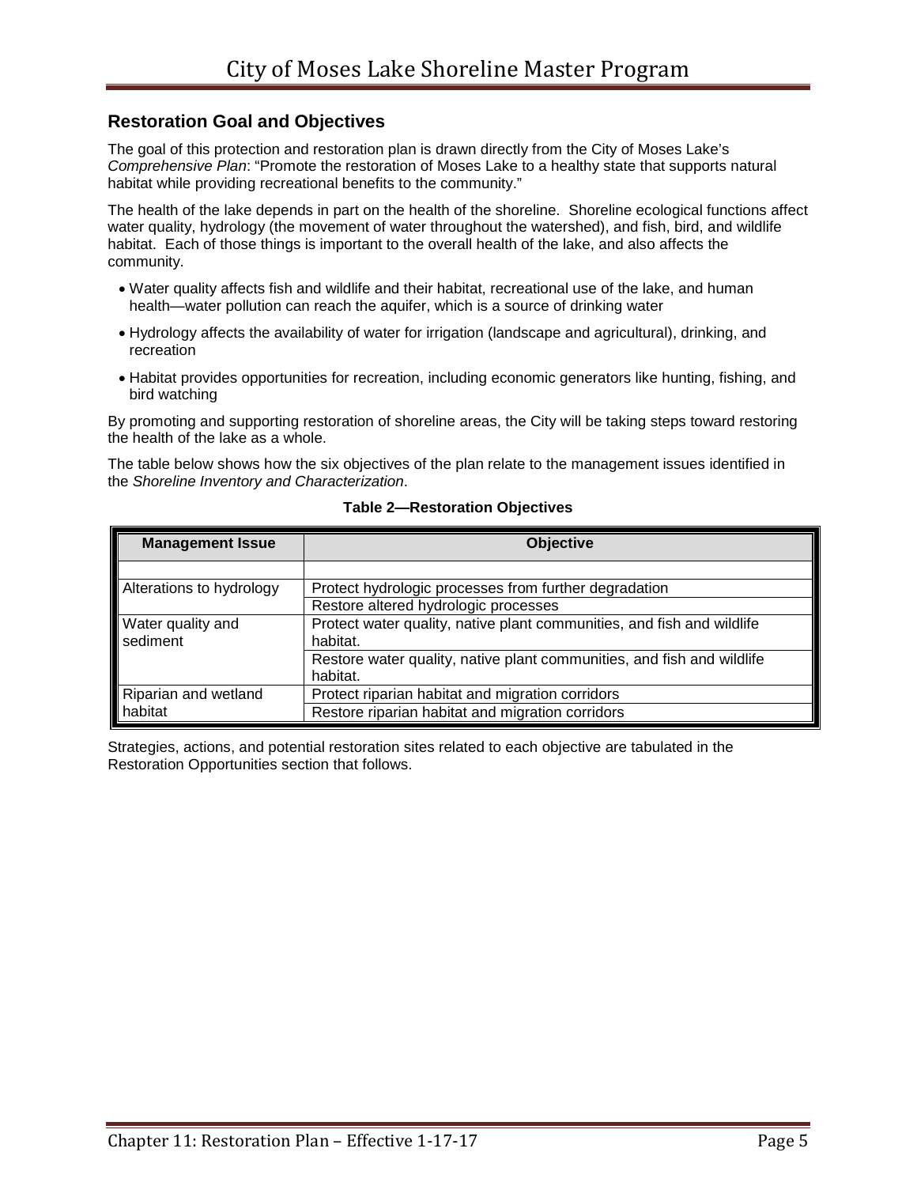## Restoration Goal and Objectives

The goal of this protection and restoration plan is drawn directly from the City of Moses Lake's *Comprehensive Plan*: "Promote the restoration of Moses Lake to a healthy state that supports natural habitat while providing recreational benefits to the community."

The health of the lake depends in part on the health of the shoreline. Shoreline ecological functions affect water quality, hydrology (the movement of water throughout the watershed), and fish, bird, and wildlife habitat. Each of those things is important to the overall health of the lake, and also affects the community.

- Water quality affects fish and wildlife and their habitat, recreational use of the lake, and human health—water pollution can reach the aquifer, which is a source of drinking water
- Hydrology affects the availability of water for irrigation (landscape and agricultural), drinking, and recreation
- Habitat provides opportunities for recreation, including economic generators like hunting, fishing, and bird watching

By promoting and supporting restoration of shoreline areas, the City will be taking steps toward restoring the health of the lake as a whole.

The table below shows how the six objectives of the plan relate to the management issues identified in the *Shoreline Inventory and Characterization*.

**Table 2—Restoration Objectives**

| Management Issue | Objective |
|---|---|
| | |
| Alterations to hydrology | Protect hydrologic processes from further degradation |
| | Restore altered hydrologic processes |
| Water quality and sediment | Protect water quality, native plant communities, and fish and wildlife habitat. |
| | Restore water quality, native plant communities, and fish and wildlife habitat. |
| Riparian and wetland habitat | Protect riparian habitat and migration corridors |
| | Restore riparian habitat and migration corridors |

Strategies, actions, and potential restoration sites related to each objective are tabulated in the Restoration Opportunities section that follows.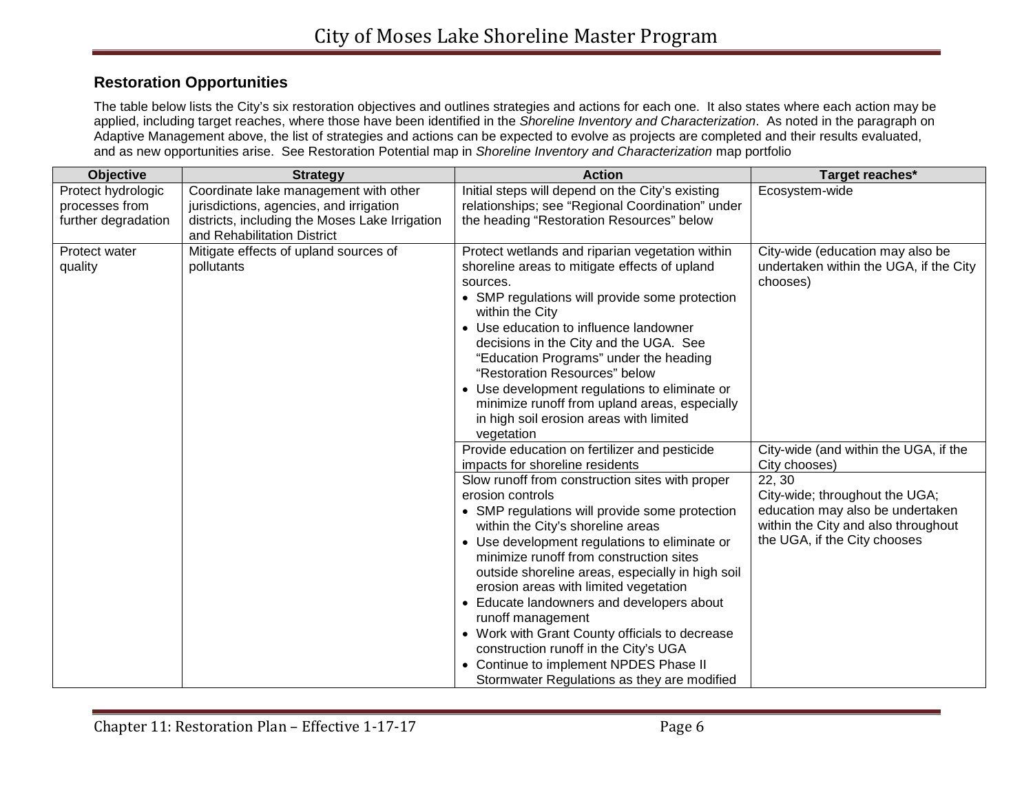### Restoration Opportunities

The table below lists the City's six restoration objectives and outlines strategies and actions for each one. It also states where each action may be applied, including target reaches, where those have been identified in the *Shoreline Inventory and Characterization*. As noted in the paragraph on Adaptive Management above, the list of strategies and actions can be expected to evolve as projects are completed and their results evaluated, and as new opportunities arise. See Restoration Potential map in *Shoreline Inventory and Characterization* map portfolio

| Objective | Strategy | Action | Target reaches* |
|---|---|---|---|
| Protect hydrologic processes from further degradation | Coordinate lake management with other jurisdictions, agencies, and irrigation districts, including the Moses Lake Irrigation and Rehabilitation District | Initial steps will depend on the City's existing relationships; see "Regional Coordination" under the heading "Restoration Resources" below | Ecosystem-wide |
| Protect water quality | Mitigate effects of upland sources of pollutants | Protect wetlands and riparian vegetation within shoreline areas to mitigate effects of upland sources.<br>• SMP regulations will provide some protection within the City<br>• Use education to influence landowner decisions in the City and the UGA. See "Education Programs" under the heading "Restoration Resources" below<br>• Use development regulations to eliminate or minimize runoff from upland areas, especially in high soil erosion areas with limited vegetation | City-wide (education may also be undertaken within the UGA, if the City chooses) |
| | | Provide education on fertilizer and pesticide impacts for shoreline residents | City-wide (and within the UGA, if the City chooses) |
| | | Slow runoff from construction sites with proper erosion controls<br>• SMP regulations will provide some protection within the City's shoreline areas<br>• Use development regulations to eliminate or minimize runoff from construction sites outside shoreline areas, especially in high soil erosion areas with limited vegetation<br>• Educate landowners and developers about runoff management<br>• Work with Grant County officials to decrease construction runoff in the City's UGA<br>• Continue to implement NPDES Phase II Stormwater Regulations as they are modified | 22, 30<br>City-wide; throughout the UGA; education may also be undertaken within the City and also throughout the UGA, if the City chooses |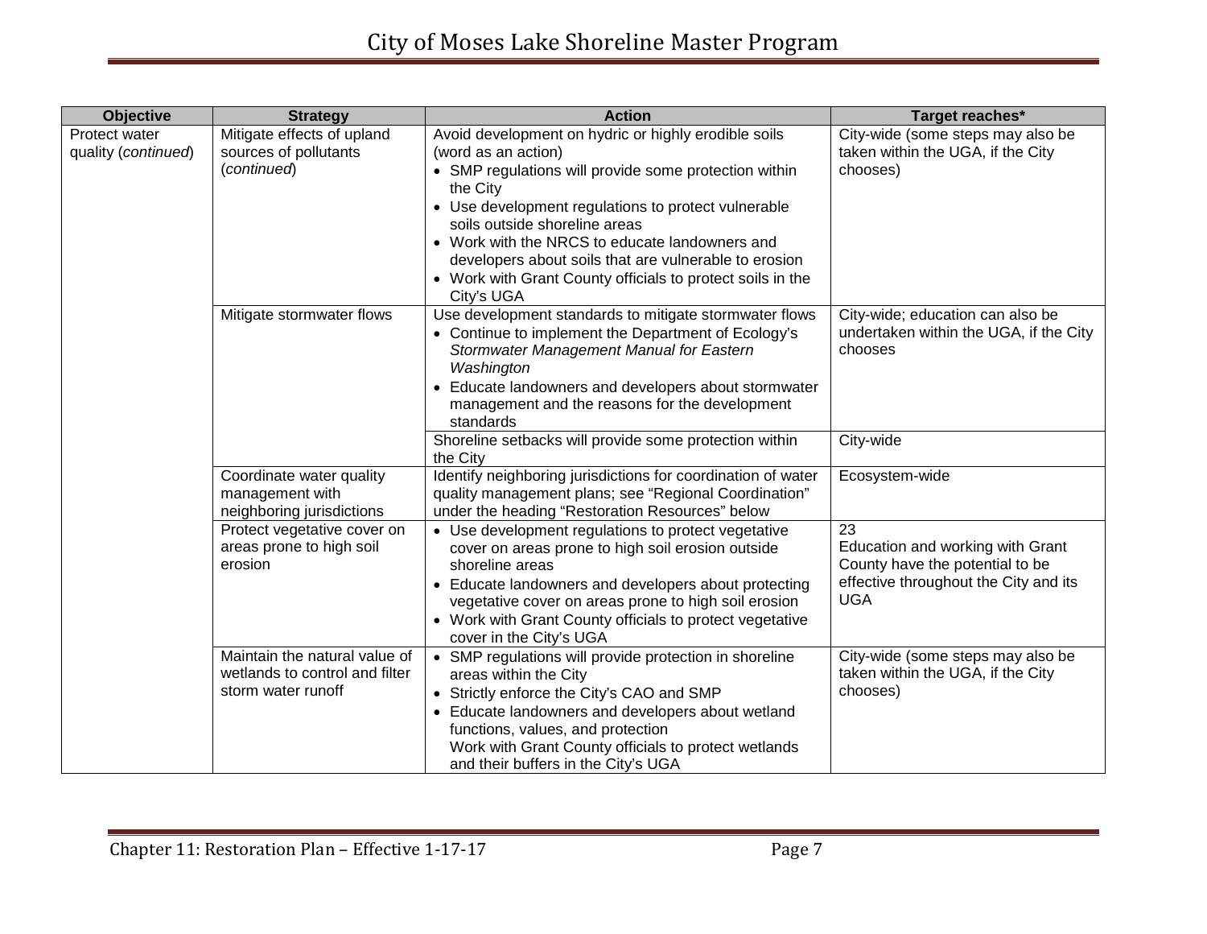| Objective | Strategy | Action | Target reaches* |
| --- | --- | --- | --- |
| Protect water quality (*continued*) | Mitigate effects of upland sources of pollutants (*continued*) | Avoid development on hydric or highly erodible soils (word as an action)<br>• SMP regulations will provide some protection within the City<br>• Use development regulations to protect vulnerable soils outside shoreline areas<br>• Work with the NRCS to educate landowners and developers about soils that are vulnerable to erosion<br>• Work with Grant County officials to protect soils in the City's UGA | City-wide (some steps may also be taken within the UGA, if the City chooses) |
| | Mitigate stormwater flows | Use development standards to mitigate stormwater flows<br>• Continue to implement the Department of Ecology's *Stormwater Management Manual for Eastern Washington*<br>• Educate landowners and developers about stormwater management and the reasons for the development standards | City-wide; education can also be undertaken within the UGA, if the City chooses |
| | | Shoreline setbacks will provide some protection within the City | City-wide |
| | Coordinate water quality management with neighboring jurisdictions | Identify neighboring jurisdictions for coordination of water quality management plans; see "Regional Coordination" under the heading "Restoration Resources" below | Ecosystem-wide |
| | Protect vegetative cover on areas prone to high soil erosion | • Use development regulations to protect vegetative cover on areas prone to high soil erosion outside shoreline areas<br>• Educate landowners and developers about protecting vegetative cover on areas prone to high soil erosion<br>• Work with Grant County officials to protect vegetative cover in the City's UGA | 23<br>Education and working with Grant County have the potential to be effective throughout the City and its UGA |
| | Maintain the natural value of wetlands to control and filter storm water runoff | • SMP regulations will provide protection in shoreline areas within the City<br>• Strictly enforce the City's CAO and SMP<br>• Educate landowners and developers about wetland functions, values, and protection<br>Work with Grant County officials to protect wetlands and their buffers in the City's UGA | City-wide (some steps may also be taken within the UGA, if the City chooses) |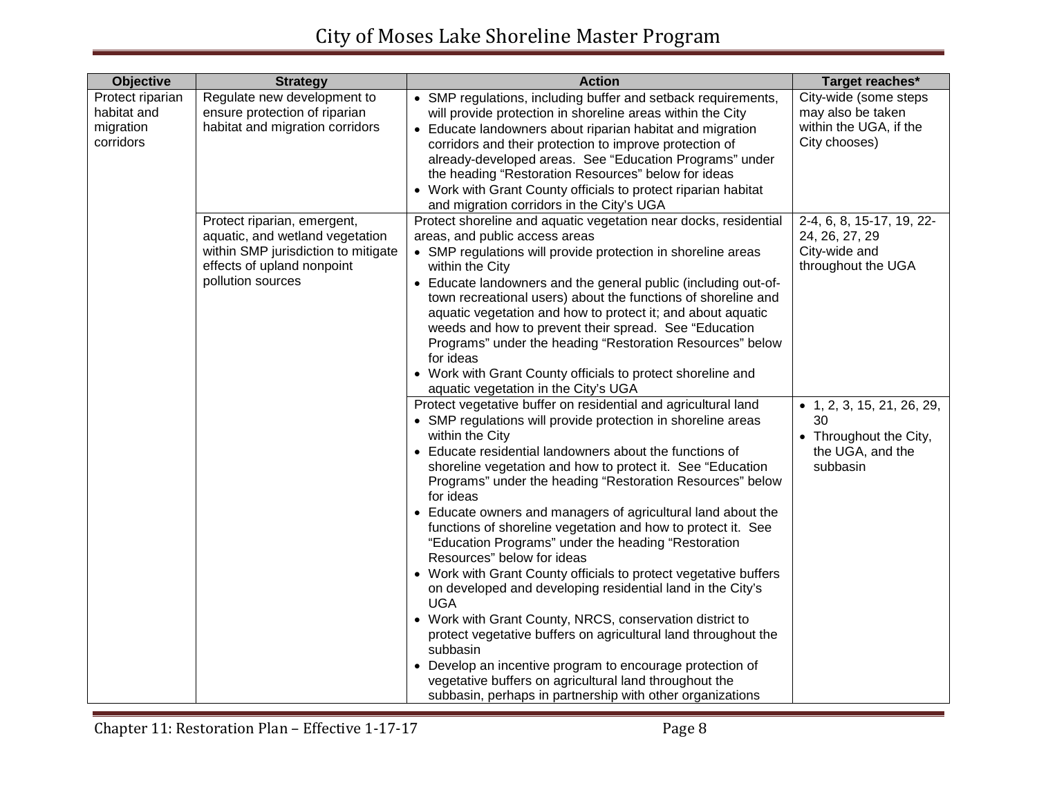| Objective | Strategy | Action | Target reaches* |
|---|---|---|---|
| Protect riparian habitat and migration corridors | Regulate new development to ensure protection of riparian habitat and migration corridors | • SMP regulations, including buffer and setback requirements, will provide protection in shoreline areas within the City<br>• Educate landowners about riparian habitat and migration corridors and their protection to improve protection of already-developed areas. See "Education Programs" under the heading "Restoration Resources" below for ideas<br>• Work with Grant County officials to protect riparian habitat and migration corridors in the City's UGA | City-wide (some steps may also be taken within the UGA, if the City chooses) |
| | Protect riparian, emergent, aquatic, and wetland vegetation within SMP jurisdiction to mitigate effects of upland nonpoint pollution sources | Protect shoreline and aquatic vegetation near docks, residential areas, and public access areas<br>• SMP regulations will provide protection in shoreline areas within the City<br>• Educate landowners and the general public (including out-of-town recreational users) about the functions of shoreline and aquatic vegetation and how to protect it; and about aquatic weeds and how to prevent their spread. See "Education Programs" under the heading "Restoration Resources" below for ideas<br>• Work with Grant County officials to protect shoreline and aquatic vegetation in the City's UGA | 2-4, 6, 8, 15-17, 19, 22-24, 26, 27, 29<br>City-wide and throughout the UGA |
| | | Protect vegetative buffer on residential and agricultural land<br>• SMP regulations will provide protection in shoreline areas within the City<br>• Educate residential landowners about the functions of shoreline vegetation and how to protect it. See "Education Programs" under the heading "Restoration Resources" below for ideas<br>• Educate owners and managers of agricultural land about the functions of shoreline vegetation and how to protect it. See "Education Programs" under the heading "Restoration Resources" below for ideas<br>• Work with Grant County officials to protect vegetative buffers on developed and developing residential land in the City's UGA<br>• Work with Grant County, NRCS, conservation district to protect vegetative buffers on agricultural land throughout the subbasin<br>• Develop an incentive program to encourage protection of vegetative buffers on agricultural land throughout the subbasin, perhaps in partnership with other organizations | • 1, 2, 3, 15, 21, 26, 29, 30<br>• Throughout the City, the UGA, and the subbasin |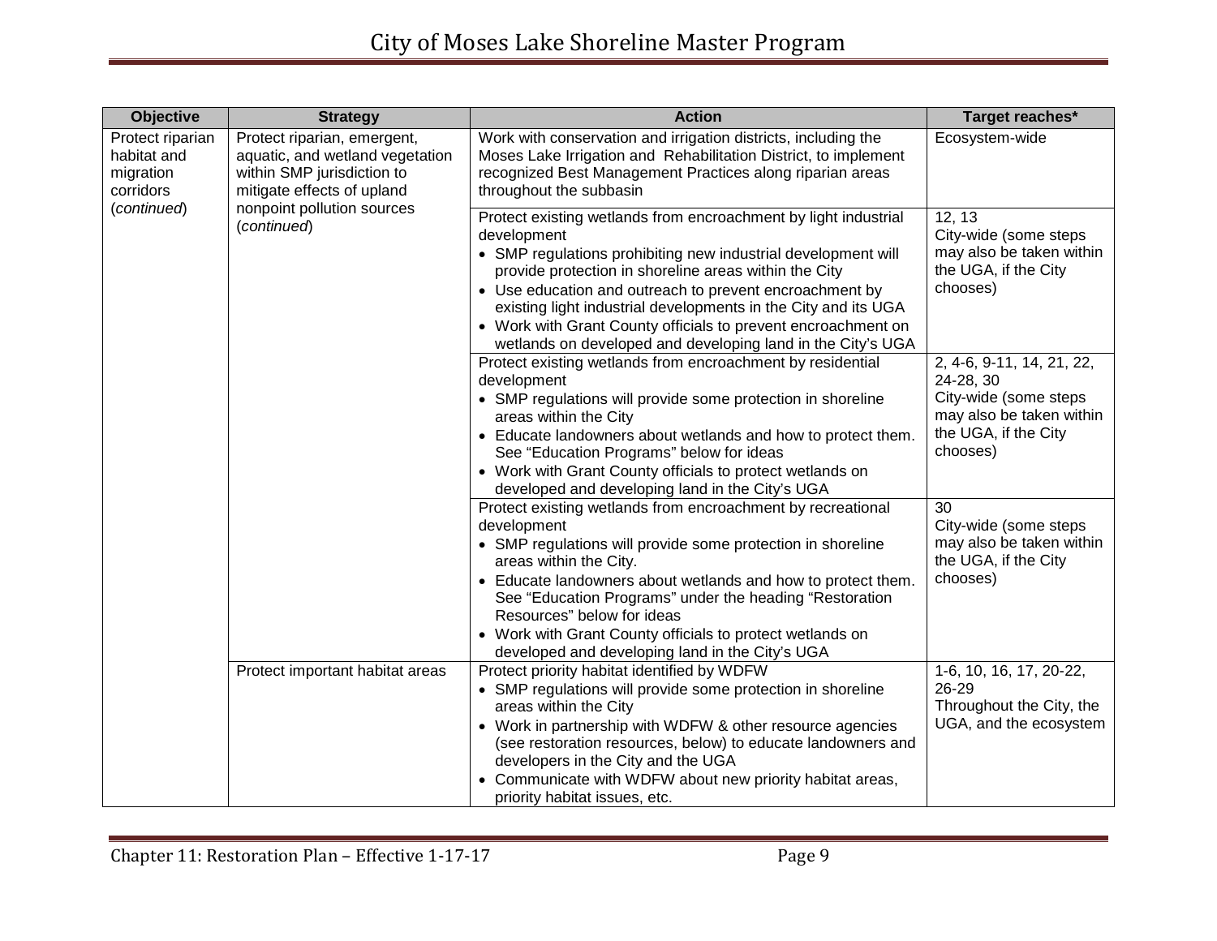| Objective | Strategy | Action | Target reaches* |
|---|---|---|---|
| Protect riparian habitat and migration corridors (*continued*) | Protect riparian, emergent, aquatic, and wetland vegetation within SMP jurisdiction to mitigate effects of upland nonpoint pollution sources (*continued*) | Work with conservation and irrigation districts, including the Moses Lake Irrigation and Rehabilitation District, to implement recognized Best Management Practices along riparian areas throughout the subbasin | Ecosystem-wide |
| | | Protect existing wetlands from encroachment by light industrial development<br>• SMP regulations prohibiting new industrial development will provide protection in shoreline areas within the City<br>• Use education and outreach to prevent encroachment by existing light industrial developments in the City and its UGA<br>• Work with Grant County officials to prevent encroachment on wetlands on developed and developing land in the City's UGA | 12, 13<br>City-wide (some steps may also be taken within the UGA, if the City chooses) |
| | | Protect existing wetlands from encroachment by residential development<br>• SMP regulations will provide some protection in shoreline areas within the City<br>• Educate landowners about wetlands and how to protect them. See "Education Programs" below for ideas<br>• Work with Grant County officials to protect wetlands on developed and developing land in the City's UGA | 2, 4-6, 9-11, 14, 21, 22, 24-28, 30<br>City-wide (some steps may also be taken within the UGA, if the City chooses) |
| | | Protect existing wetlands from encroachment by recreational development<br>• SMP regulations will provide some protection in shoreline areas within the City.<br>• Educate landowners about wetlands and how to protect them. See "Education Programs" under the heading "Restoration Resources" below for ideas<br>• Work with Grant County officials to protect wetlands on developed and developing land in the City's UGA | 30<br>City-wide (some steps may also be taken within the UGA, if the City chooses) |
| | Protect important habitat areas | Protect priority habitat identified by WDFW<br>• SMP regulations will provide some protection in shoreline areas within the City<br>• Work in partnership with WDFW & other resource agencies (see restoration resources, below) to educate landowners and developers in the City and the UGA<br>• Communicate with WDFW about new priority habitat areas, priority habitat issues, etc. | 1-6, 10, 16, 17, 20-22, 26-29<br>Throughout the City, the UGA, and the ecosystem |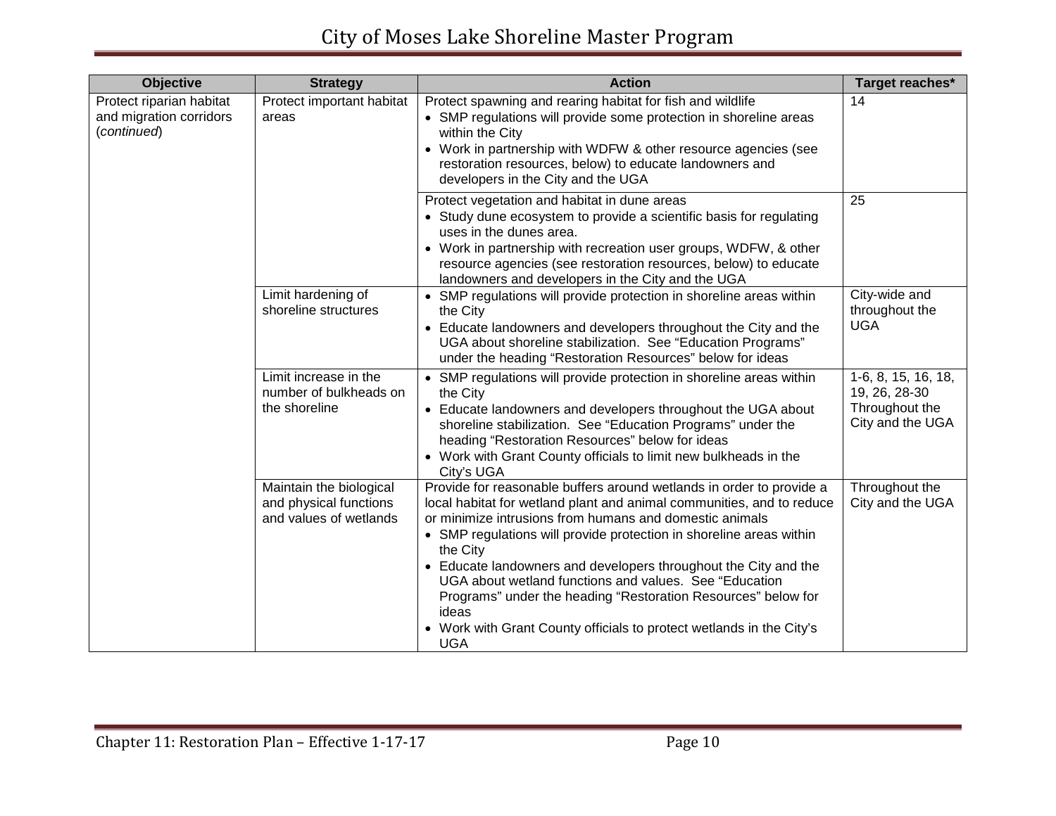| Objective | Strategy | Action | Target reaches* |
|---|---|---|---|
| Protect riparian habitat and migration corridors (*continued*) | Protect important habitat areas | Protect spawning and rearing habitat for fish and wildlife<br>• SMP regulations will provide some protection in shoreline areas within the City<br>• Work in partnership with WDFW & other resource agencies (see restoration resources, below) to educate landowners and developers in the City and the UGA | 14 |
| | | Protect vegetation and habitat in dune areas<br>• Study dune ecosystem to provide a scientific basis for regulating uses in the dunes area.<br>• Work in partnership with recreation user groups, WDFW, & other resource agencies (see restoration resources, below) to educate landowners and developers in the City and the UGA | 25 |
| | Limit hardening of shoreline structures | • SMP regulations will provide protection in shoreline areas within the City<br>• Educate landowners and developers throughout the City and the UGA about shoreline stabilization. See "Education Programs" under the heading "Restoration Resources" below for ideas | City-wide and throughout the UGA |
| | Limit increase in the number of bulkheads on the shoreline | • SMP regulations will provide protection in shoreline areas within the City<br>• Educate landowners and developers throughout the UGA about shoreline stabilization. See "Education Programs" under the heading "Restoration Resources" below for ideas<br>• Work with Grant County officials to limit new bulkheads in the City's UGA | 1-6, 8, 15, 16, 18, 19, 26, 28-30 Throughout the City and the UGA |
| | Maintain the biological and physical functions and values of wetlands | Provide for reasonable buffers around wetlands in order to provide a local habitat for wetland plant and animal communities, and to reduce or minimize intrusions from humans and domestic animals<br>• SMP regulations will provide protection in shoreline areas within the City<br>• Educate landowners and developers throughout the City and the UGA about wetland functions and values. See "Education Programs" under the heading "Restoration Resources" below for ideas<br>• Work with Grant County officials to protect wetlands in the City's UGA | Throughout the City and the UGA |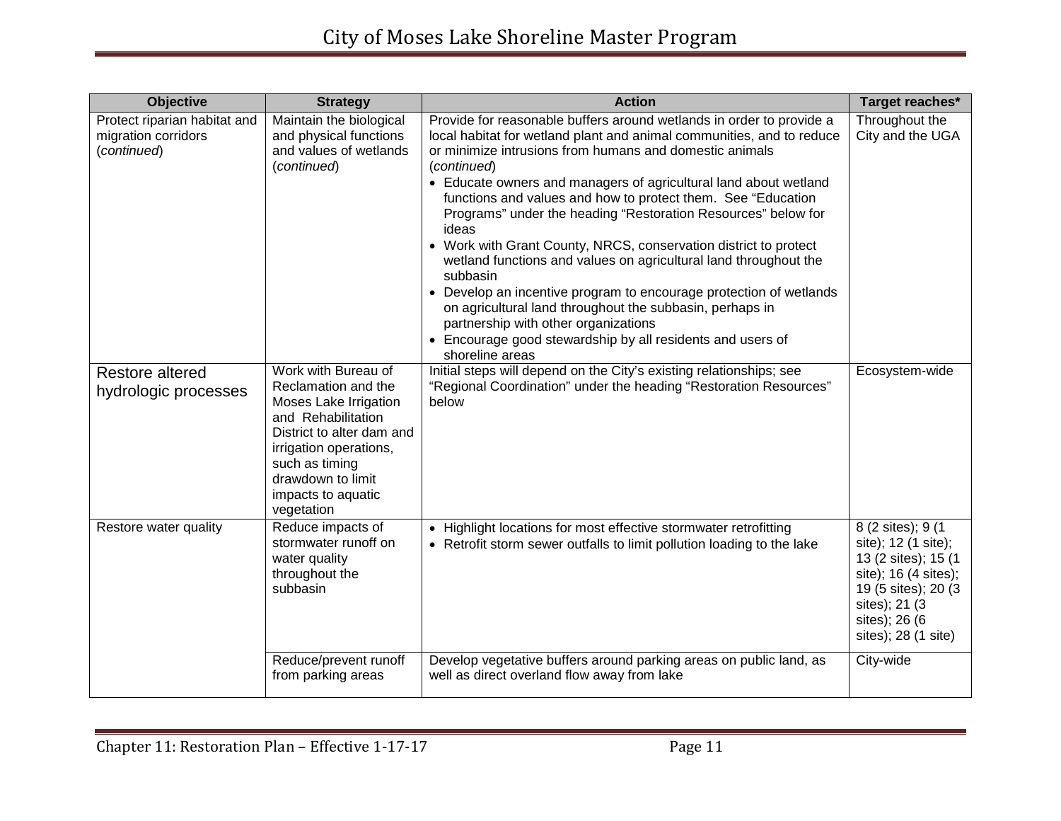| Objective | Strategy | Action | Target reaches* |
|---|---|---|---|
| Protect riparian habitat and migration corridors (*continued*) | Maintain the biological and physical functions and values of wetlands (*continued*) | Provide for reasonable buffers around wetlands in order to provide a local habitat for wetland plant and animal communities, and to reduce or minimize intrusions from humans and domestic animals (*continued*)<br>• Educate owners and managers of agricultural land about wetland functions and values and how to protect them. See "Education Programs" under the heading "Restoration Resources" below for ideas<br>• Work with Grant County, NRCS, conservation district to protect wetland functions and values on agricultural land throughout the subbasin<br>• Develop an incentive program to encourage protection of wetlands on agricultural land throughout the subbasin, perhaps in partnership with other organizations<br>• Encourage good stewardship by all residents and users of shoreline areas | Throughout the City and the UGA |
| Restore altered hydrologic processes | Work with Bureau of Reclamation and the Moses Lake Irrigation and Rehabilitation District to alter dam and irrigation operations, such as timing drawdown to limit impacts to aquatic vegetation | Initial steps will depend on the City's existing relationships; see "Regional Coordination" under the heading "Restoration Resources" below | Ecosystem-wide |
| Restore water quality | Reduce impacts of stormwater runoff on water quality throughout the subbasin | • Highlight locations for most effective stormwater retrofitting<br>• Retrofit storm sewer outfalls to limit pollution loading to the lake | 8 (2 sites); 9 (1 site); 12 (1 site); 13 (2 sites); 15 (1 site); 16 (4 sites); 19 (5 sites); 20 (3 sites); 21 (3 sites); 26 (6 sites); 28 (1 site) |
| | Reduce/prevent runoff from parking areas | Develop vegetative buffers around parking areas on public land, as well as direct overland flow away from lake | City-wide |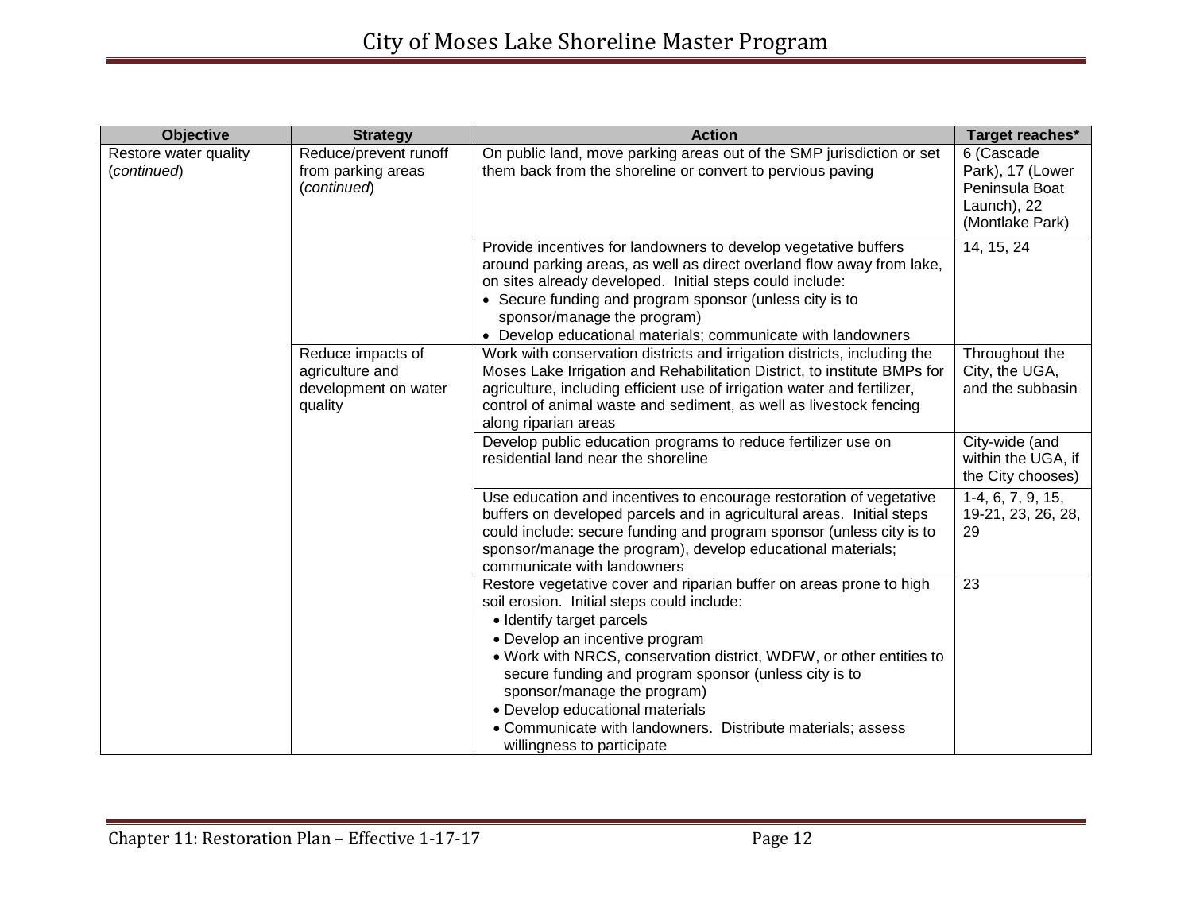| Objective | Strategy | Action | Target reaches* |
|---|---|---|---|
| Restore water quality (*continued*) | Reduce/prevent runoff from parking areas (*continued*) | On public land, move parking areas out of the SMP jurisdiction or set them back from the shoreline or convert to pervious paving | 6 (Cascade Park), 17 (Lower Peninsula Boat Launch), 22 (Montlake Park) |
| | | Provide incentives for landowners to develop vegetative buffers around parking areas, as well as direct overland flow away from lake, on sites already developed. Initial steps could include:<br>• Secure funding and program sponsor (unless city is to sponsor/manage the program)<br>• Develop educational materials; communicate with landowners | 14, 15, 24 |
| | Reduce impacts of agriculture and development on water quality | Work with conservation districts and irrigation districts, including the Moses Lake Irrigation and Rehabilitation District, to institute BMPs for agriculture, including efficient use of irrigation water and fertilizer, control of animal waste and sediment, as well as livestock fencing along riparian areas | Throughout the City, the UGA, and the subbasin |
| | | Develop public education programs to reduce fertilizer use on residential land near the shoreline | City-wide (and within the UGA, if the City chooses) |
| | | Use education and incentives to encourage restoration of vegetative buffers on developed parcels and in agricultural areas. Initial steps could include: secure funding and program sponsor (unless city is to sponsor/manage the program), develop educational materials; communicate with landowners | 1-4, 6, 7, 9, 15, 19-21, 23, 26, 28, 29 |
| | | Restore vegetative cover and riparian buffer on areas prone to high soil erosion. Initial steps could include:<br>• Identify target parcels<br>• Develop an incentive program<br>• Work with NRCS, conservation district, WDFW, or other entities to secure funding and program sponsor (unless city is to sponsor/manage the program)<br>• Develop educational materials<br>• Communicate with landowners. Distribute materials; assess willingness to participate | 23 |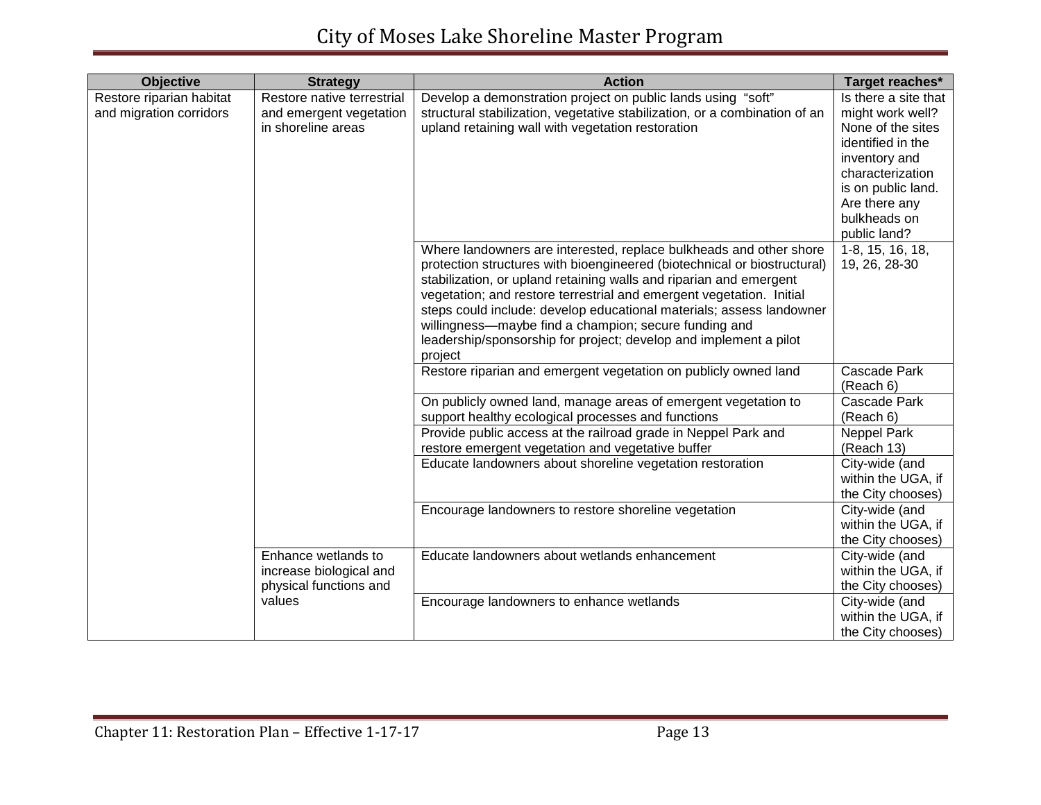| Objective | Strategy | Action | Target reaches* |
|---|---|---|---|
| Restore riparian habitat and migration corridors | Restore native terrestrial and emergent vegetation in shoreline areas | Develop a demonstration project on public lands using "soft" structural stabilization, vegetative stabilization, or a combination of an upland retaining wall with vegetation restoration | Is there a site that might work well? None of the sites identified in the inventory and characterization is on public land. Are there any bulkheads on public land? |
| | | Where landowners are interested, replace bulkheads and other shore protection structures with bioengineered (biotechnical or biostructural) stabilization, or upland retaining walls and riparian and emergent vegetation; and restore terrestrial and emergent vegetation. Initial steps could include: develop educational materials; assess landowner willingness—maybe find a champion; secure funding and leadership/sponsorship for project; develop and implement a pilot project | 1-8, 15, 16, 18, 19, 26, 28-30 |
| | | Restore riparian and emergent vegetation on publicly owned land | Cascade Park (Reach 6) |
| | | On publicly owned land, manage areas of emergent vegetation to support healthy ecological processes and functions | Cascade Park (Reach 6) |
| | | Provide public access at the railroad grade in Neppel Park and restore emergent vegetation and vegetative buffer | Neppel Park (Reach 13) |
| | | Educate landowners about shoreline vegetation restoration | City-wide (and within the UGA, if the City chooses) |
| | | Encourage landowners to restore shoreline vegetation | City-wide (and within the UGA, if the City chooses) |
| | Enhance wetlands to increase biological and physical functions and values | Educate landowners about wetlands enhancement | City-wide (and within the UGA, if the City chooses) |
| | | Encourage landowners to enhance wetlands | City-wide (and within the UGA, if the City chooses) |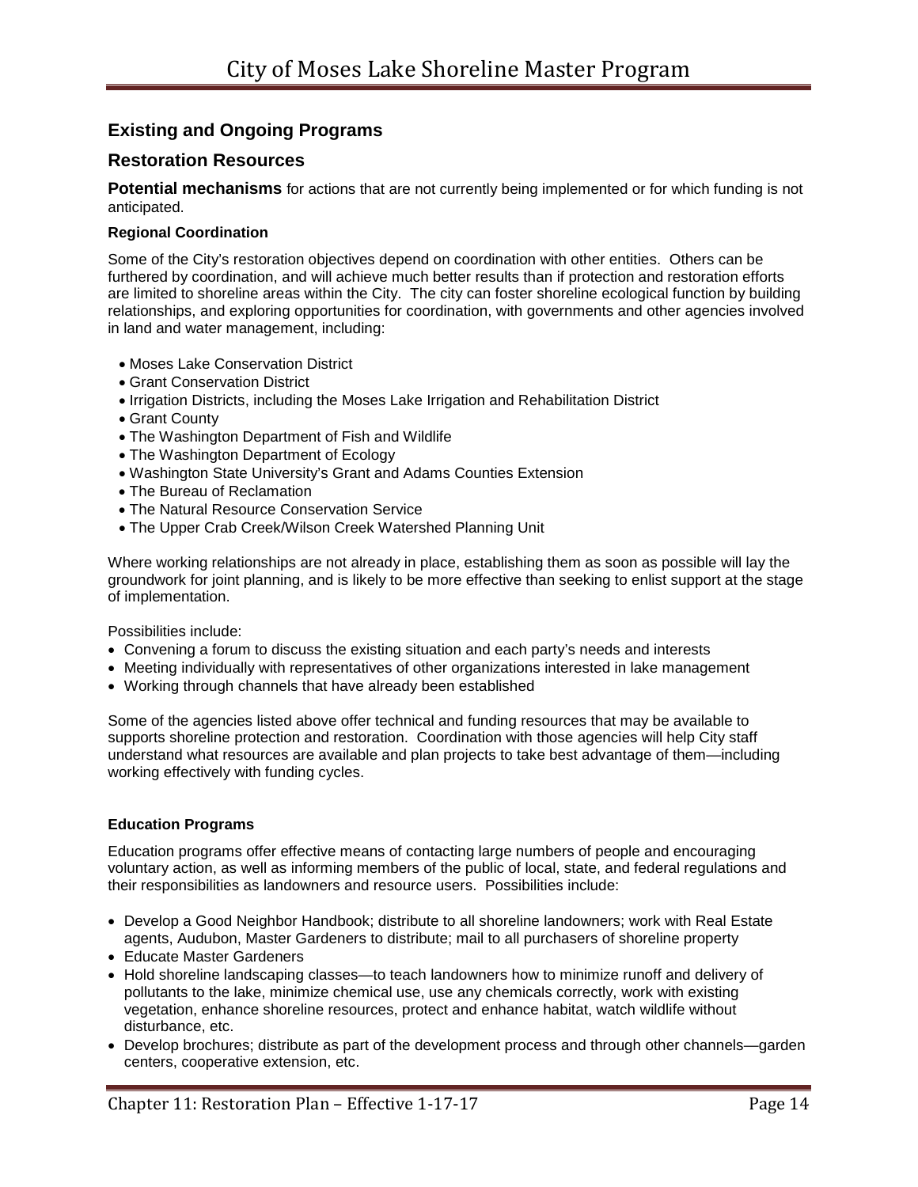## Existing and Ongoing Programs

## Restoration Resources

**Potential mechanisms** for actions that are not currently being implemented or for which funding is not anticipated.

#### Regional Coordination

Some of the City's restoration objectives depend on coordination with other entities. Others can be furthered by coordination, and will achieve much better results than if protection and restoration efforts are limited to shoreline areas within the City. The city can foster shoreline ecological function by building relationships, and exploring opportunities for coordination, with governments and other agencies involved in land and water management, including:

- Moses Lake Conservation District
- Grant Conservation District
- Irrigation Districts, including the Moses Lake Irrigation and Rehabilitation District
- Grant County
- The Washington Department of Fish and Wildlife
- The Washington Department of Ecology
- Washington State University's Grant and Adams Counties Extension
- The Bureau of Reclamation
- The Natural Resource Conservation Service
- The Upper Crab Creek/Wilson Creek Watershed Planning Unit

Where working relationships are not already in place, establishing them as soon as possible will lay the groundwork for joint planning, and is likely to be more effective than seeking to enlist support at the stage of implementation.

Possibilities include:

- Convening a forum to discuss the existing situation and each party's needs and interests
- Meeting individually with representatives of other organizations interested in lake management
- Working through channels that have already been established

Some of the agencies listed above offer technical and funding resources that may be available to supports shoreline protection and restoration. Coordination with those agencies will help City staff understand what resources are available and plan projects to take best advantage of them—including working effectively with funding cycles.

#### Education Programs

Education programs offer effective means of contacting large numbers of people and encouraging voluntary action, as well as informing members of the public of local, state, and federal regulations and their responsibilities as landowners and resource users. Possibilities include:

- Develop a Good Neighbor Handbook; distribute to all shoreline landowners; work with Real Estate agents, Audubon, Master Gardeners to distribute; mail to all purchasers of shoreline property
- Educate Master Gardeners
- Hold shoreline landscaping classes—to teach landowners how to minimize runoff and delivery of pollutants to the lake, minimize chemical use, use any chemicals correctly, work with existing vegetation, enhance shoreline resources, protect and enhance habitat, watch wildlife without disturbance, etc.
- Develop brochures; distribute as part of the development process and through other channels—garden centers, cooperative extension, etc.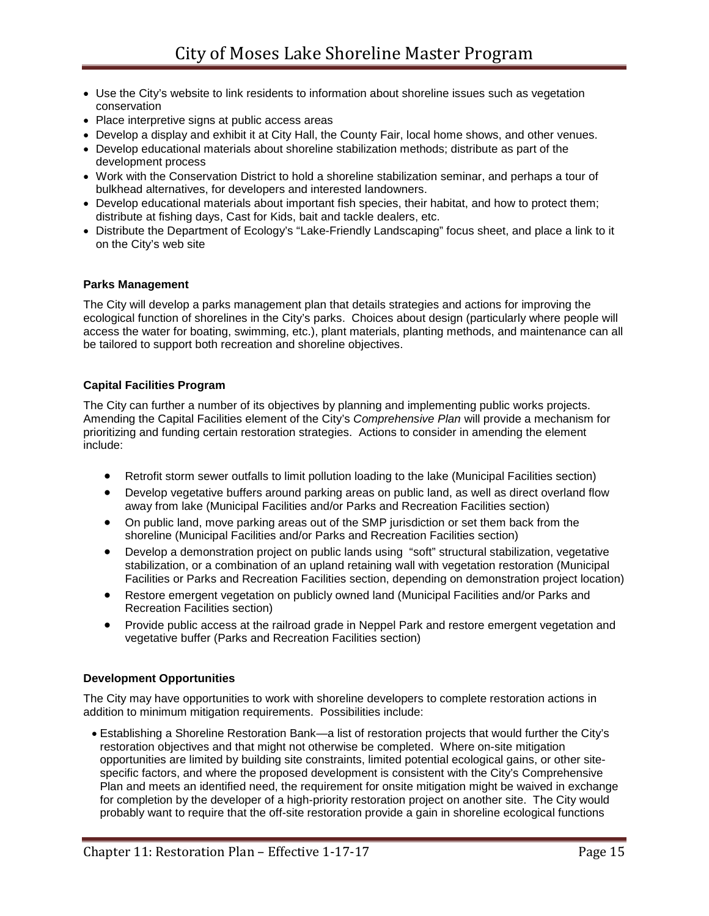- Use the City's website to link residents to information about shoreline issues such as vegetation conservation
- Place interpretive signs at public access areas
- Develop a display and exhibit it at City Hall, the County Fair, local home shows, and other venues.
- Develop educational materials about shoreline stabilization methods; distribute as part of the development process
- Work with the Conservation District to hold a shoreline stabilization seminar, and perhaps a tour of bulkhead alternatives, for developers and interested landowners.
- Develop educational materials about important fish species, their habitat, and how to protect them; distribute at fishing days, Cast for Kids, bait and tackle dealers, etc.
- Distribute the Department of Ecology's "Lake-Friendly Landscaping" focus sheet, and place a link to it on the City's web site

**Parks Management**

The City will develop a parks management plan that details strategies and actions for improving the ecological function of shorelines in the City's parks. Choices about design (particularly where people will access the water for boating, swimming, etc.), plant materials, planting methods, and maintenance can all be tailored to support both recreation and shoreline objectives.

**Capital Facilities Program**

The City can further a number of its objectives by planning and implementing public works projects. Amending the Capital Facilities element of the City's *Comprehensive Plan* will provide a mechanism for prioritizing and funding certain restoration strategies. Actions to consider in amending the element include:

- Retrofit storm sewer outfalls to limit pollution loading to the lake (Municipal Facilities section)
- Develop vegetative buffers around parking areas on public land, as well as direct overland flow away from lake (Municipal Facilities and/or Parks and Recreation Facilities section)
- On public land, move parking areas out of the SMP jurisdiction or set them back from the shoreline (Municipal Facilities and/or Parks and Recreation Facilities section)
- Develop a demonstration project on public lands using "soft" structural stabilization, vegetative stabilization, or a combination of an upland retaining wall with vegetation restoration (Municipal Facilities or Parks and Recreation Facilities section, depending on demonstration project location)
- Restore emergent vegetation on publicly owned land (Municipal Facilities and/or Parks and Recreation Facilities section)
- Provide public access at the railroad grade in Neppel Park and restore emergent vegetation and vegetative buffer (Parks and Recreation Facilities section)

**Development Opportunities**

The City may have opportunities to work with shoreline developers to complete restoration actions in addition to minimum mitigation requirements. Possibilities include:

- Establishing a Shoreline Restoration Bank—a list of restoration projects that would further the City's restoration objectives and that might not otherwise be completed. Where on-site mitigation opportunities are limited by building site constraints, limited potential ecological gains, or other site-specific factors, and where the proposed development is consistent with the City's Comprehensive Plan and meets an identified need, the requirement for onsite mitigation might be waived in exchange for completion by the developer of a high-priority restoration project on another site. The City would probably want to require that the off-site restoration provide a gain in shoreline ecological functions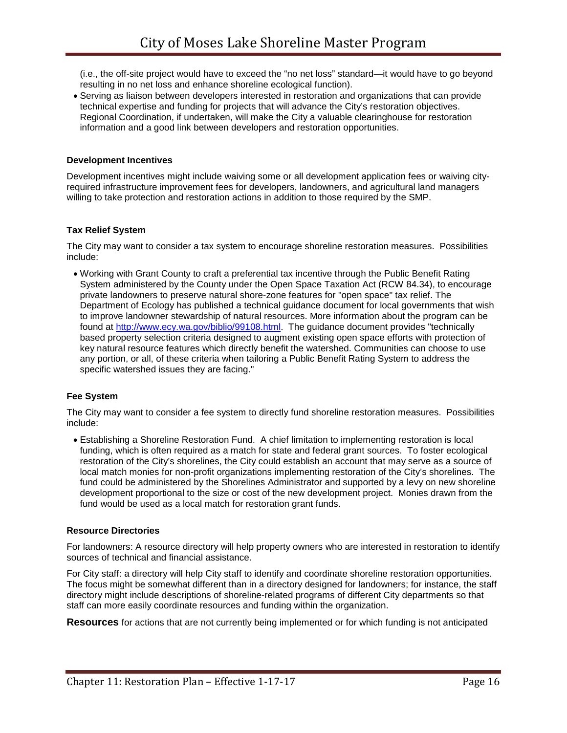(i.e., the off-site project would have to exceed the “no net loss” standard—it would have to go beyond resulting in no net loss and enhance shoreline ecological function).

- Serving as liaison between developers interested in restoration and organizations that can provide technical expertise and funding for projects that will advance the City’s restoration objectives. Regional Coordination, if undertaken, will make the City a valuable clearinghouse for restoration information and a good link between developers and restoration opportunities.

**Development Incentives**

Development incentives might include waiving some or all development application fees or waiving city-required infrastructure improvement fees for developers, landowners, and agricultural land managers willing to take protection and restoration actions in addition to those required by the SMP.

**Tax Relief System**

The City may want to consider a tax system to encourage shoreline restoration measures. Possibilities include:

- Working with Grant County to craft a preferential tax incentive through the Public Benefit Rating System administered by the County under the Open Space Taxation Act (RCW 84.34), to encourage private landowners to preserve natural shore-zone features for "open space" tax relief. The Department of Ecology has published a technical guidance document for local governments that wish to improve landowner stewardship of natural resources. More information about the program can be found at [http://www.ecy.wa.gov/biblio/99108.html](http://www.ecy.wa.gov/biblio/99108.html). The guidance document provides "technically based property selection criteria designed to augment existing open space efforts with protection of key natural resource features which directly benefit the watershed. Communities can choose to use any portion, or all, of these criteria when tailoring a Public Benefit Rating System to address the specific watershed issues they are facing."

**Fee System**

The City may want to consider a fee system to directly fund shoreline restoration measures. Possibilities include:

- Establishing a Shoreline Restoration Fund. A chief limitation to implementing restoration is local funding, which is often required as a match for state and federal grant sources. To foster ecological restoration of the City’s shorelines, the City could establish an account that may serve as a source of local match monies for non-profit organizations implementing restoration of the City’s shorelines. The fund could be administered by the Shorelines Administrator and supported by a levy on new shoreline development proportional to the size or cost of the new development project. Monies drawn from the fund would be used as a local match for restoration grant funds.

**Resource Directories**

For landowners: A resource directory will help property owners who are interested in restoration to identify sources of technical and financial assistance.

For City staff: a directory will help City staff to identify and coordinate shoreline restoration opportunities. The focus might be somewhat different than in a directory designed for landowners; for instance, the staff directory might include descriptions of shoreline-related programs of different City departments so that staff can more easily coordinate resources and funding within the organization.

**Resources** for actions that are not currently being implemented or for which funding is not anticipated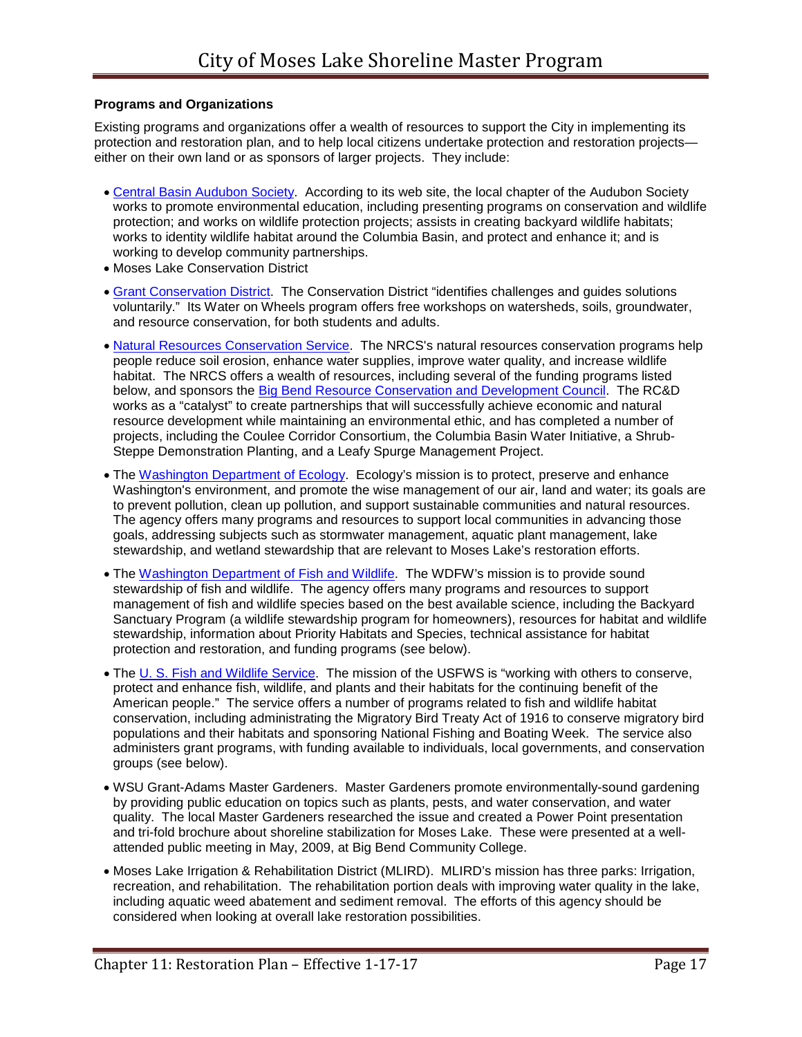**Programs and Organizations**

Existing programs and organizations offer a wealth of resources to support the City in implementing its protection and restoration plan, and to help local citizens undertake protection and restoration projects—either on their own land or as sponsors of larger projects. They include:

- Central Basin Audubon Society. According to its web site, the local chapter of the Audubon Society works to promote environmental education, including presenting programs on conservation and wildlife protection; and works on wildlife protection projects; assists in creating backyard wildlife habitats; works to identity wildlife habitat around the Columbia Basin, and protect and enhance it; and is working to develop community partnerships.
- Moses Lake Conservation District
- Grant Conservation District. The Conservation District "identifies challenges and guides solutions voluntarily." Its Water on Wheels program offers free workshops on watersheds, soils, groundwater, and resource conservation, for both students and adults.
- Natural Resources Conservation Service. The NRCS's natural resources conservation programs help people reduce soil erosion, enhance water supplies, improve water quality, and increase wildlife habitat. The NRCS offers a wealth of resources, including several of the funding programs listed below, and sponsors the Big Bend Resource Conservation and Development Council. The RC&D works as a "catalyst" to create partnerships that will successfully achieve economic and natural resource development while maintaining an environmental ethic, and has completed a number of projects, including the Coulee Corridor Consortium, the Columbia Basin Water Initiative, a Shrub-Steppe Demonstration Planting, and a Leafy Spurge Management Project.
- The Washington Department of Ecology. Ecology's mission is to protect, preserve and enhance Washington's environment, and promote the wise management of our air, land and water; its goals are to prevent pollution, clean up pollution, and support sustainable communities and natural resources. The agency offers many programs and resources to support local communities in advancing those goals, addressing subjects such as stormwater management, aquatic plant management, lake stewardship, and wetland stewardship that are relevant to Moses Lake's restoration efforts.
- The Washington Department of Fish and Wildlife. The WDFW's mission is to provide sound stewardship of fish and wildlife. The agency offers many programs and resources to support management of fish and wildlife species based on the best available science, including the Backyard Sanctuary Program (a wildlife stewardship program for homeowners), resources for habitat and wildlife stewardship, information about Priority Habitats and Species, technical assistance for habitat protection and restoration, and funding programs (see below).
- The U. S. Fish and Wildlife Service. The mission of the USFWS is "working with others to conserve, protect and enhance fish, wildlife, and plants and their habitats for the continuing benefit of the American people." The service offers a number of programs related to fish and wildlife habitat conservation, including administrating the Migratory Bird Treaty Act of 1916 to conserve migratory bird populations and their habitats and sponsoring National Fishing and Boating Week. The service also administers grant programs, with funding available to individuals, local governments, and conservation groups (see below).
- WSU Grant-Adams Master Gardeners. Master Gardeners promote environmentally-sound gardening by providing public education on topics such as plants, pests, and water conservation, and water quality. The local Master Gardeners researched the issue and created a Power Point presentation and tri-fold brochure about shoreline stabilization for Moses Lake. These were presented at a well-attended public meeting in May, 2009, at Big Bend Community College.
- Moses Lake Irrigation & Rehabilitation District (MLIRD). MLIRD's mission has three parks: Irrigation, recreation, and rehabilitation. The rehabilitation portion deals with improving water quality in the lake, including aquatic weed abatement and sediment removal. The efforts of this agency should be considered when looking at overall lake restoration possibilities.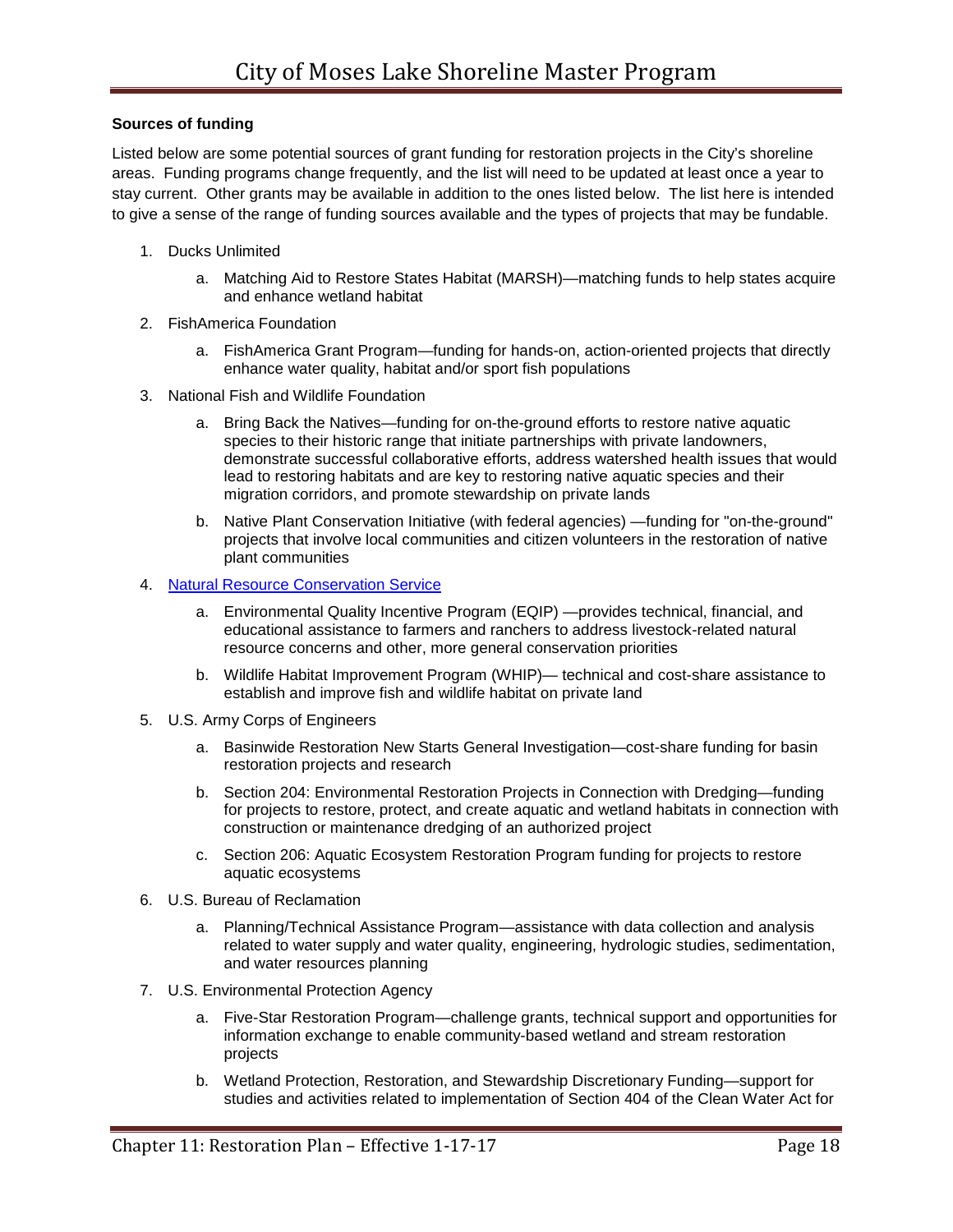**Sources of funding**

Listed below are some potential sources of grant funding for restoration projects in the City's shoreline areas. Funding programs change frequently, and the list will need to be updated at least once a year to stay current. Other grants may be available in addition to the ones listed below. The list here is intended to give a sense of the range of funding sources available and the types of projects that may be fundable.

1. Ducks Unlimited
   a. Matching Aid to Restore States Habitat (MARSH)—matching funds to help states acquire and enhance wetland habitat
2. FishAmerica Foundation
   a. FishAmerica Grant Program—funding for hands-on, action-oriented projects that directly enhance water quality, habitat and/or sport fish populations
3. National Fish and Wildlife Foundation
   a. Bring Back the Natives—funding for on-the-ground efforts to restore native aquatic species to their historic range that initiate partnerships with private landowners, demonstrate successful collaborative efforts, address watershed health issues that would lead to restoring habitats and are key to restoring native aquatic species and their migration corridors, and promote stewardship on private lands
   b. Native Plant Conservation Initiative (with federal agencies) —funding for "on-the-ground" projects that involve local communities and citizen volunteers in the restoration of native plant communities
4. Natural Resource Conservation Service
   a. Environmental Quality Incentive Program (EQIP) —provides technical, financial, and educational assistance to farmers and ranchers to address livestock-related natural resource concerns and other, more general conservation priorities
   b. Wildlife Habitat Improvement Program (WHIP)— technical and cost-share assistance to establish and improve fish and wildlife habitat on private land
5. U.S. Army Corps of Engineers
   a. Basinwide Restoration New Starts General Investigation—cost-share funding for basin restoration projects and research
   b. Section 204: Environmental Restoration Projects in Connection with Dredging—funding for projects to restore, protect, and create aquatic and wetland habitats in connection with construction or maintenance dredging of an authorized project
   c. Section 206: Aquatic Ecosystem Restoration Program funding for projects to restore aquatic ecosystems
6. U.S. Bureau of Reclamation
   a. Planning/Technical Assistance Program—assistance with data collection and analysis related to water supply and water quality, engineering, hydrologic studies, sedimentation, and water resources planning
7. U.S. Environmental Protection Agency
   a. Five-Star Restoration Program—challenge grants, technical support and opportunities for information exchange to enable community-based wetland and stream restoration projects
   b. Wetland Protection, Restoration, and Stewardship Discretionary Funding—support for studies and activities related to implementation of Section 404 of the Clean Water Act for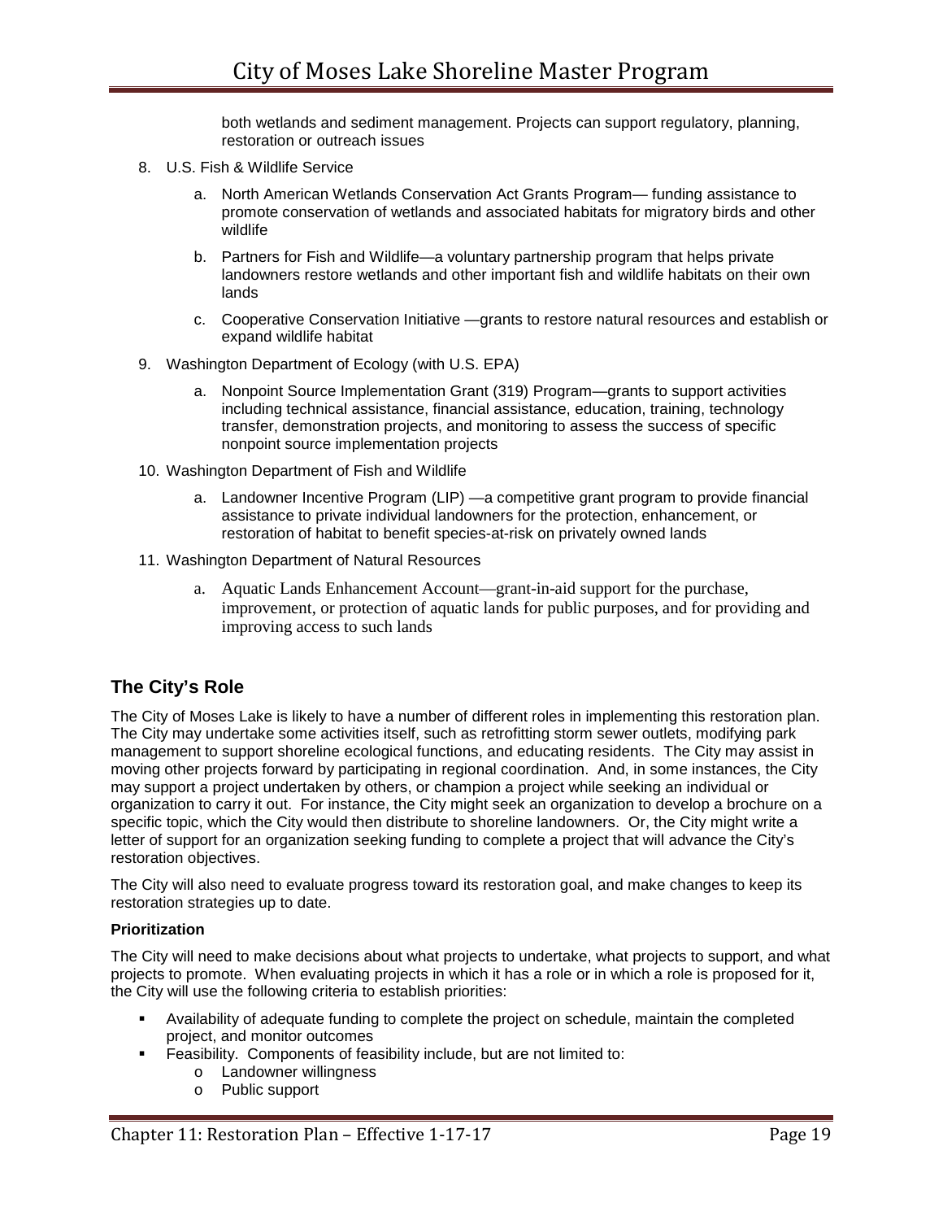both wetlands and sediment management. Projects can support regulatory, planning, restoration or outreach issues

8. U.S. Fish & Wildlife Service

   a. North American Wetlands Conservation Act Grants Program— funding assistance to promote conservation of wetlands and associated habitats for migratory birds and other wildlife

   b. Partners for Fish and Wildlife—a voluntary partnership program that helps private landowners restore wetlands and other important fish and wildlife habitats on their own lands

   c. Cooperative Conservation Initiative —grants to restore natural resources and establish or expand wildlife habitat

9. Washington Department of Ecology (with U.S. EPA)

   a. Nonpoint Source Implementation Grant (319) Program—grants to support activities including technical assistance, financial assistance, education, training, technology transfer, demonstration projects, and monitoring to assess the success of specific nonpoint source implementation projects

10. Washington Department of Fish and Wildlife

    a. Landowner Incentive Program (LIP) —a competitive grant program to provide financial assistance to private individual landowners for the protection, enhancement, or restoration of habitat to benefit species-at-risk on privately owned lands

11. Washington Department of Natural Resources

    a. Aquatic Lands Enhancement Account—grant-in-aid support for the purchase, improvement, or protection of aquatic lands for public purposes, and for providing and improving access to such lands

## The City's Role

The City of Moses Lake is likely to have a number of different roles in implementing this restoration plan. The City may undertake some activities itself, such as retrofitting storm sewer outlets, modifying park management to support shoreline ecological functions, and educating residents. The City may assist in moving other projects forward by participating in regional coordination. And, in some instances, the City may support a project undertaken by others, or champion a project while seeking an individual or organization to carry it out. For instance, the City might seek an organization to develop a brochure on a specific topic, which the City would then distribute to shoreline landowners. Or, the City might write a letter of support for an organization seeking funding to complete a project that will advance the City's restoration objectives.

The City will also need to evaluate progress toward its restoration goal, and make changes to keep its restoration strategies up to date.

### Prioritization

The City will need to make decisions about what projects to undertake, what projects to support, and what projects to promote. When evaluating projects in which it has a role or in which a role is proposed for it, the City will use the following criteria to establish priorities:

- Availability of adequate funding to complete the project on schedule, maintain the completed project, and monitor outcomes
- Feasibility. Components of feasibility include, but are not limited to:
  - Landowner willingness
  - Public support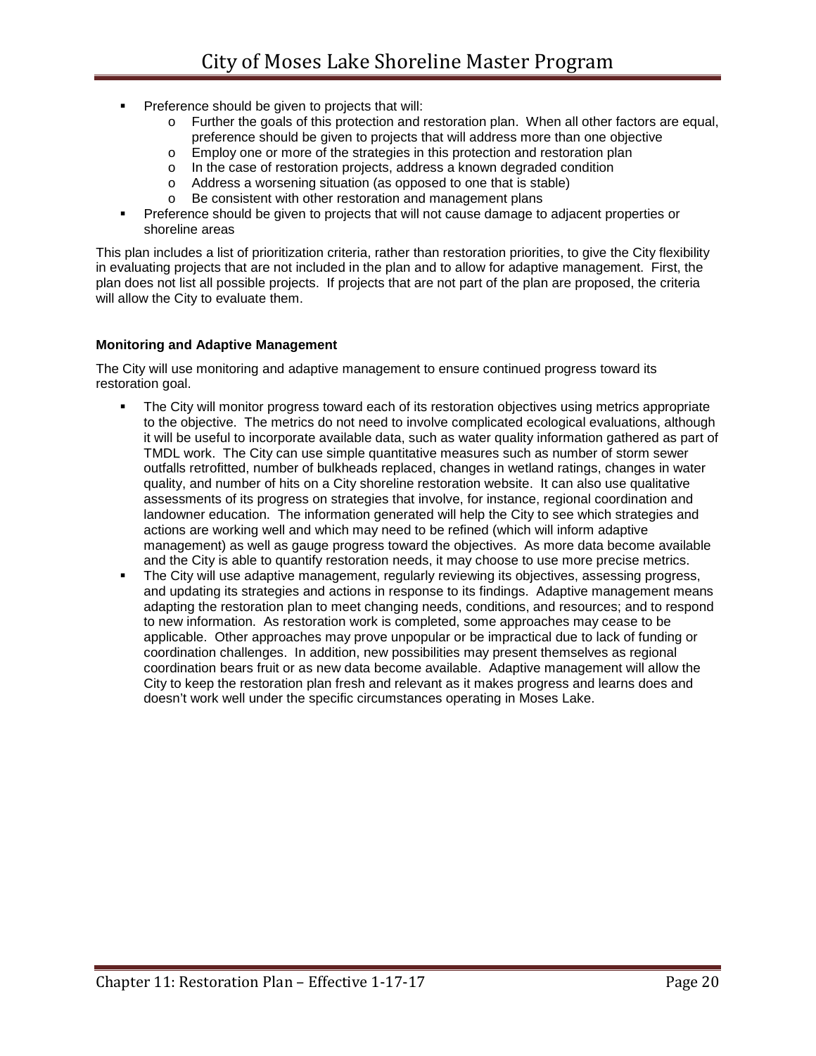- Preference should be given to projects that will:
  - Further the goals of this protection and restoration plan. When all other factors are equal, preference should be given to projects that will address more than one objective
  - Employ one or more of the strategies in this protection and restoration plan
  - In the case of restoration projects, address a known degraded condition
  - Address a worsening situation (as opposed to one that is stable)
  - Be consistent with other restoration and management plans
- Preference should be given to projects that will not cause damage to adjacent properties or shoreline areas

This plan includes a list of prioritization criteria, rather than restoration priorities, to give the City flexibility in evaluating projects that are not included in the plan and to allow for adaptive management. First, the plan does not list all possible projects. If projects that are not part of the plan are proposed, the criteria will allow the City to evaluate them.

**Monitoring and Adaptive Management**

The City will use monitoring and adaptive management to ensure continued progress toward its restoration goal.

- The City will monitor progress toward each of its restoration objectives using metrics appropriate to the objective. The metrics do not need to involve complicated ecological evaluations, although it will be useful to incorporate available data, such as water quality information gathered as part of TMDL work. The City can use simple quantitative measures such as number of storm sewer outfalls retrofitted, number of bulkheads replaced, changes in wetland ratings, changes in water quality, and number of hits on a City shoreline restoration website. It can also use qualitative assessments of its progress on strategies that involve, for instance, regional coordination and landowner education. The information generated will help the City to see which strategies and actions are working well and which may need to be refined (which will inform adaptive management) as well as gauge progress toward the objectives. As more data become available and the City is able to quantify restoration needs, it may choose to use more precise metrics.
- The City will use adaptive management, regularly reviewing its objectives, assessing progress, and updating its strategies and actions in response to its findings. Adaptive management means adapting the restoration plan to meet changing needs, conditions, and resources; and to respond to new information. As restoration work is completed, some approaches may cease to be applicable. Other approaches may prove unpopular or be impractical due to lack of funding or coordination challenges. In addition, new possibilities may present themselves as regional coordination bears fruit or as new data become available. Adaptive management will allow the City to keep the restoration plan fresh and relevant as it makes progress and learns does and doesn't work well under the specific circumstances operating in Moses Lake.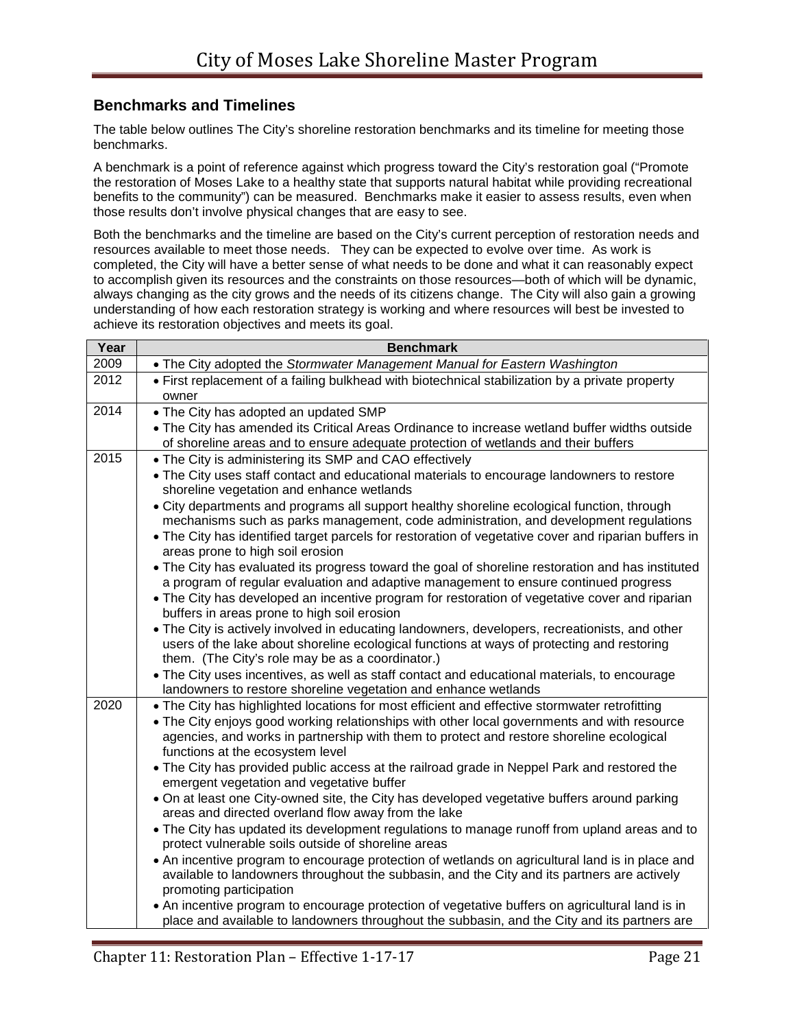## Benchmarks and Timelines

The table below outlines The City's shoreline restoration benchmarks and its timeline for meeting those benchmarks.

A benchmark is a point of reference against which progress toward the City's restoration goal ("Promote the restoration of Moses Lake to a healthy state that supports natural habitat while providing recreational benefits to the community") can be measured. Benchmarks make it easier to assess results, even when those results don't involve physical changes that are easy to see.

Both the benchmarks and the timeline are based on the City's current perception of restoration needs and resources available to meet those needs. They can be expected to evolve over time. As work is completed, the City will have a better sense of what needs to be done and what it can reasonably expect to accomplish given its resources and the constraints on those resources—both of which will be dynamic, always changing as the city grows and the needs of its citizens change. The City will also gain a growing understanding of how each restoration strategy is working and where resources will best be invested to achieve its restoration objectives and meets its goal.

| Year | Benchmark |
|---|---|
| 2009 | • The City adopted the *Stormwater Management Manual for Eastern Washington* |
| 2012 | • First replacement of a failing bulkhead with biotechnical stabilization by a private property owner |
| 2014 | • The City has adopted an updated SMP<br>• The City has amended its Critical Areas Ordinance to increase wetland buffer widths outside of shoreline areas and to ensure adequate protection of wetlands and their buffers |
| 2015 | • The City is administering its SMP and CAO effectively<br>• The City uses staff contact and educational materials to encourage landowners to restore shoreline vegetation and enhance wetlands<br>• City departments and programs all support healthy shoreline ecological function, through mechanisms such as parks management, code administration, and development regulations<br>• The City has identified target parcels for restoration of vegetative cover and riparian buffers in areas prone to high soil erosion<br>• The City has evaluated its progress toward the goal of shoreline restoration and has instituted a program of regular evaluation and adaptive management to ensure continued progress<br>• The City has developed an incentive program for restoration of vegetative cover and riparian buffers in areas prone to high soil erosion<br>• The City is actively involved in educating landowners, developers, recreationists, and other users of the lake about shoreline ecological functions at ways of protecting and restoring them. (The City's role may be as a coordinator.)<br>• The City uses incentives, as well as staff contact and educational materials, to encourage landowners to restore shoreline vegetation and enhance wetlands |
| 2020 | • The City has highlighted locations for most efficient and effective stormwater retrofitting<br>• The City enjoys good working relationships with other local governments and with resource agencies, and works in partnership with them to protect and restore shoreline ecological functions at the ecosystem level<br>• The City has provided public access at the railroad grade in Neppel Park and restored the emergent vegetation and vegetative buffer<br>• On at least one City-owned site, the City has developed vegetative buffers around parking areas and directed overland flow away from the lake<br>• The City has updated its development regulations to manage runoff from upland areas and to protect vulnerable soils outside of shoreline areas<br>• An incentive program to encourage protection of wetlands on agricultural land is in place and available to landowners throughout the subbasin, and the City and its partners are actively promoting participation<br>• An incentive program to encourage protection of vegetative buffers on agricultural land is in place and available to landowners throughout the subbasin, and the City and its partners are |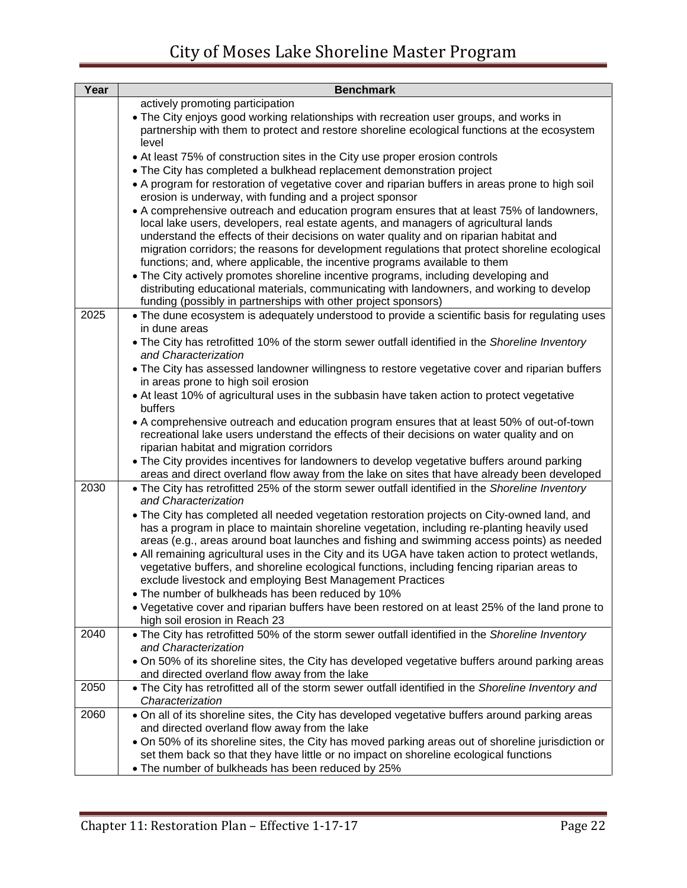| Year | Benchmark |
|---|---|
| | actively promoting participation<br>• The City enjoys good working relationships with recreation user groups, and works in partnership with them to protect and restore shoreline ecological functions at the ecosystem level<br>• At least 75% of construction sites in the City use proper erosion controls<br>• The City has completed a bulkhead replacement demonstration project<br>• A program for restoration of vegetative cover and riparian buffers in areas prone to high soil erosion is underway, with funding and a project sponsor<br>• A comprehensive outreach and education program ensures that at least 75% of landowners, local lake users, developers, real estate agents, and managers of agricultural lands understand the effects of their decisions on water quality and on riparian habitat and migration corridors; the reasons for development regulations that protect shoreline ecological functions; and, where applicable, the incentive programs available to them<br>• The City actively promotes shoreline incentive programs, including developing and distributing educational materials, communicating with landowners, and working to develop funding (possibly in partnerships with other project sponsors) |
| 2025 | • The dune ecosystem is adequately understood to provide a scientific basis for regulating uses in dune areas<br>• The City has retrofitted 10% of the storm sewer outfall identified in the *Shoreline Inventory and Characterization*<br>• The City has assessed landowner willingness to restore vegetative cover and riparian buffers in areas prone to high soil erosion<br>• At least 10% of agricultural uses in the subbasin have taken action to protect vegetative buffers<br>• A comprehensive outreach and education program ensures that at least 50% of out-of-town recreational lake users understand the effects of their decisions on water quality and on riparian habitat and migration corridors<br>• The City provides incentives for landowners to develop vegetative buffers around parking areas and direct overland flow away from the lake on sites that have already been developed |
| 2030 | • The City has retrofitted 25% of the storm sewer outfall identified in the *Shoreline Inventory and Characterization*<br>• The City has completed all needed vegetation restoration projects on City-owned land, and has a program in place to maintain shoreline vegetation, including re-planting heavily used areas (e.g., areas around boat launches and fishing and swimming access points) as needed<br>• All remaining agricultural uses in the City and its UGA have taken action to protect wetlands, vegetative buffers, and shoreline ecological functions, including fencing riparian areas to exclude livestock and employing Best Management Practices<br>• The number of bulkheads has been reduced by 10%<br>• Vegetative cover and riparian buffers have been restored on at least 25% of the land prone to high soil erosion in Reach 23 |
| 2040 | • The City has retrofitted 50% of the storm sewer outfall identified in the *Shoreline Inventory and Characterization*<br>• On 50% of its shoreline sites, the City has developed vegetative buffers around parking areas and directed overland flow away from the lake |
| 2050 | • The City has retrofitted all of the storm sewer outfall identified in the *Shoreline Inventory and Characterization* |
| 2060 | • On all of its shoreline sites, the City has developed vegetative buffers around parking areas and directed overland flow away from the lake<br>• On 50% of its shoreline sites, the City has moved parking areas out of shoreline jurisdiction or set them back so that they have little or no impact on shoreline ecological functions<br>• The number of bulkheads has been reduced by 25% |